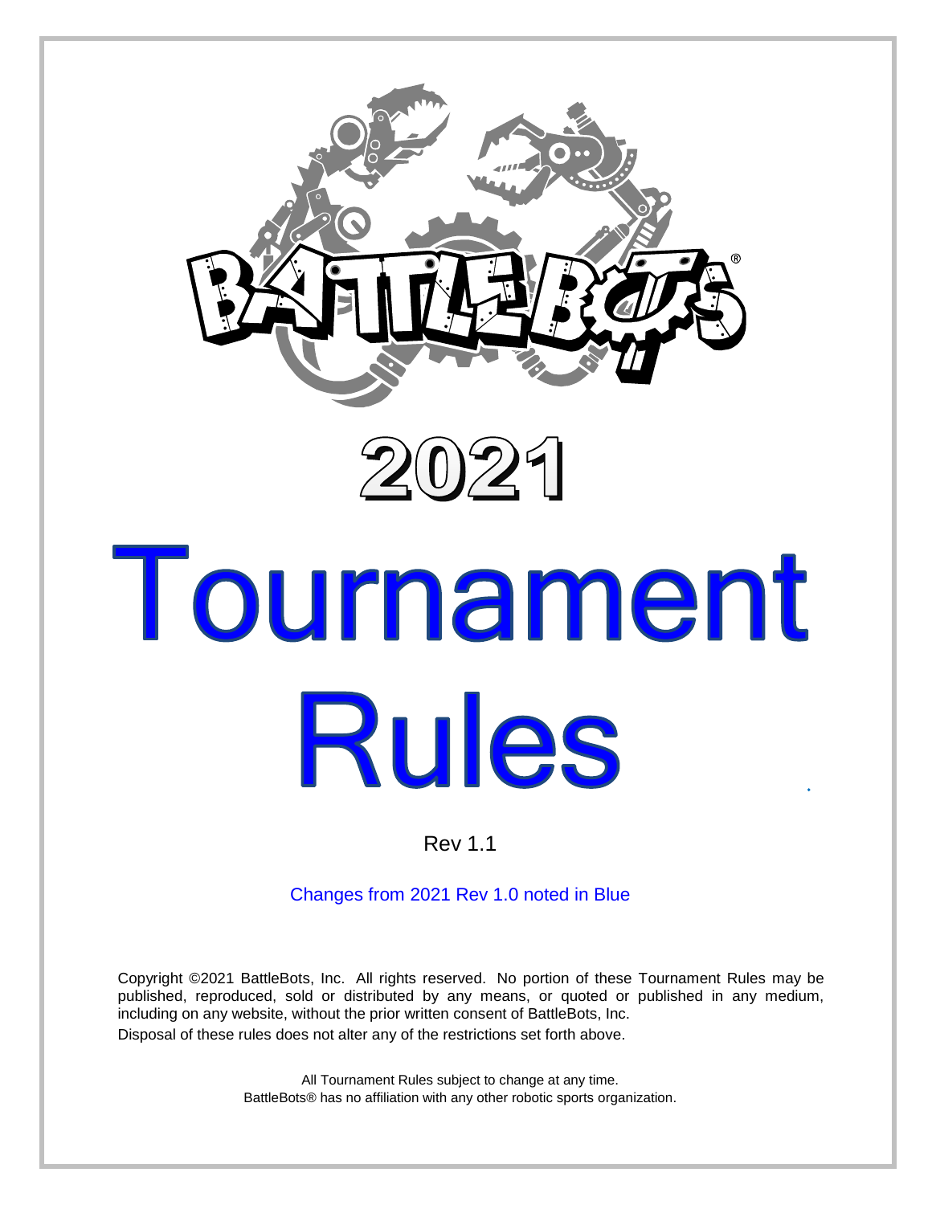# BATTLEBOTS®

# 2021

# Tournament Rules

Rev 1.1

Changes from 2021 Rev 1.0 noted in Blue

Copyright ©2021 BattleBots, Inc. All rights reserved. No portion of these Tournament Rules may be published, reproduced, sold or distributed by any means, or quoted or published in any medium, including on any website, without the prior written consent of BattleBots, Inc.

Disposal of these rules does not alter any of the restrictions set forth above.

All Tournament Rules subject to change at any time.
BattleBots® has no affiliation with any other robotic sports organization.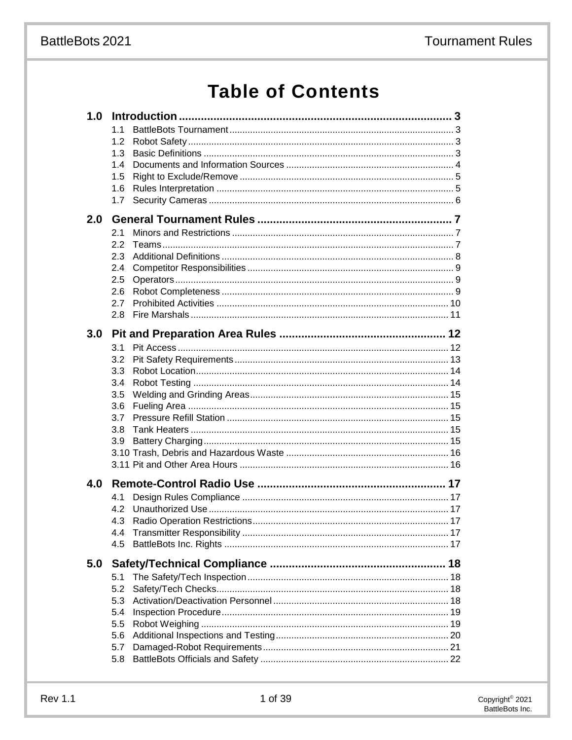# Table of Contents

**1.0 Introduction .................... 3**

- 1.1 BattleBots Tournament .................... 3
- 1.2 Robot Safety .................... 3
- 1.3 Basic Definitions .................... 3
- 1.4 Documents and Information Sources .................... 4
- 1.5 Right to Exclude/Remove .................... 5
- 1.6 Rules Interpretation .................... 5
- 1.7 Security Cameras .................... 6

**2.0 General Tournament Rules .................... 7**

- 2.1 Minors and Restrictions .................... 7
- 2.2 Teams .................... 7
- 2.3 Additional Definitions .................... 8
- 2.4 Competitor Responsibilities .................... 9
- 2.5 Operators .................... 9
- 2.6 Robot Completeness .................... 9
- 2.7 Prohibited Activities .................... 10
- 2.8 Fire Marshals .................... 11

**3.0 Pit and Preparation Area Rules .................... 12**

- 3.1 Pit Access .................... 12
- 3.2 Pit Safety Requirements .................... 13
- 3.3 Robot Location .................... 14
- 3.4 Robot Testing .................... 14
- 3.5 Welding and Grinding Areas .................... 15
- 3.6 Fueling Area .................... 15
- 3.7 Pressure Refill Station .................... 15
- 3.8 Tank Heaters .................... 15
- 3.9 Battery Charging .................... 15
- 3.10 Trash, Debris and Hazardous Waste .................... 16
- 3.11 Pit and Other Area Hours .................... 16

**4.0 Remote-Control Radio Use .................... 17**

- 4.1 Design Rules Compliance .................... 17
- 4.2 Unauthorized Use .................... 17
- 4.3 Radio Operation Restrictions .................... 17
- 4.4 Transmitter Responsibility .................... 17
- 4.5 BattleBots Inc. Rights .................... 17

**5.0 Safety/Technical Compliance .................... 18**

- 5.1 The Safety/Tech Inspection .................... 18
- 5.2 Safety/Tech Checks .................... 18
- 5.3 Activation/Deactivation Personnel .................... 18
- 5.4 Inspection Procedure .................... 19
- 5.5 Robot Weighing .................... 19
- 5.6 Additional Inspections and Testing .................... 20
- 5.7 Damaged-Robot Requirements .................... 21
- 5.8 BattleBots Officials and Safety .................... 22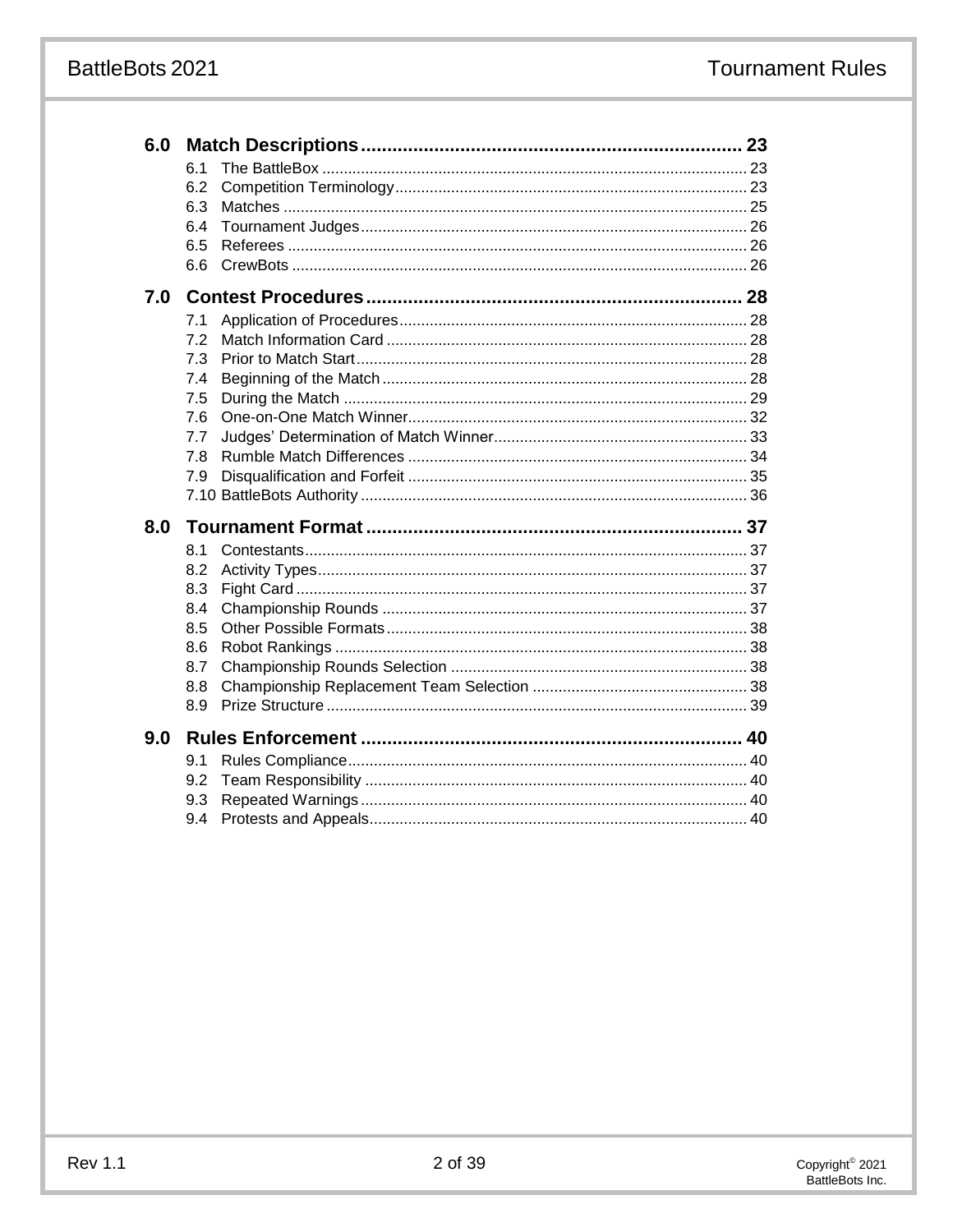**6.0 Match Descriptions ........................................................................ 23**

- 6.1 The BattleBox ........................................................................ 23
- 6.2 Competition Terminology ........................................................................ 23
- 6.3 Matches ........................................................................ 25
- 6.4 Tournament Judges ........................................................................ 26
- 6.5 Referees ........................................................................ 26
- 6.6 CrewBots ........................................................................ 26

**7.0 Contest Procedures ........................................................................ 28**

- 7.1 Application of Procedures ........................................................................ 28
- 7.2 Match Information Card ........................................................................ 28
- 7.3 Prior to Match Start ........................................................................ 28
- 7.4 Beginning of the Match ........................................................................ 28
- 7.5 During the Match ........................................................................ 29
- 7.6 One-on-One Match Winner ........................................................................ 32
- 7.7 Judges' Determination of Match Winner ........................................................................ 33
- 7.8 Rumble Match Differences ........................................................................ 34
- 7.9 Disqualification and Forfeit ........................................................................ 35
- 7.10 BattleBots Authority ........................................................................ 36

**8.0 Tournament Format ........................................................................ 37**

- 8.1 Contestants ........................................................................ 37
- 8.2 Activity Types ........................................................................ 37
- 8.3 Fight Card ........................................................................ 37
- 8.4 Championship Rounds ........................................................................ 37
- 8.5 Other Possible Formats ........................................................................ 38
- 8.6 Robot Rankings ........................................................................ 38
- 8.7 Championship Rounds Selection ........................................................................ 38
- 8.8 Championship Replacement Team Selection ........................................................................ 38
- 8.9 Prize Structure ........................................................................ 39

**9.0 Rules Enforcement ........................................................................ 40**

- 9.1 Rules Compliance ........................................................................ 40
- 9.2 Team Responsibility ........................................................................ 40
- 9.3 Repeated Warnings ........................................................................ 40
- 9.4 Protests and Appeals ........................................................................ 40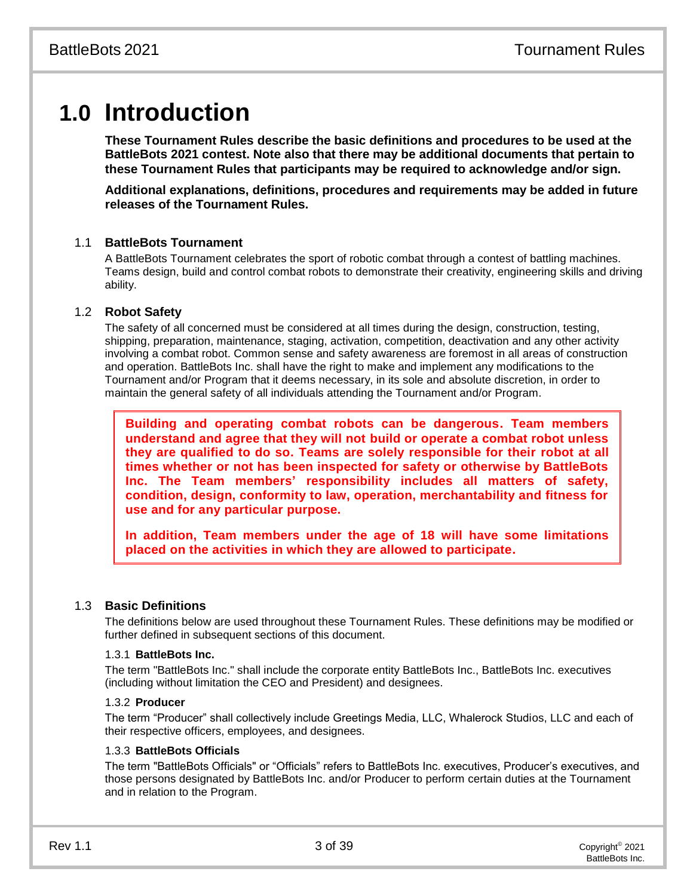# 1.0 Introduction

**These Tournament Rules describe the basic definitions and procedures to be used at the BattleBots 2021 contest. Note also that there may be additional documents that pertain to these Tournament Rules that participants may be required to acknowledge and/or sign.**

**Additional explanations, definitions, procedures and requirements may be added in future releases of the Tournament Rules.**

## 1.1 BattleBots Tournament

A BattleBots Tournament celebrates the sport of robotic combat through a contest of battling machines. Teams design, build and control combat robots to demonstrate their creativity, engineering skills and driving ability.

## 1.2 Robot Safety

The safety of all concerned must be considered at all times during the design, construction, testing, shipping, preparation, maintenance, staging, activation, competition, deactivation and any other activity involving a combat robot. Common sense and safety awareness are foremost in all areas of construction and operation. BattleBots Inc. shall have the right to make and implement any modifications to the Tournament and/or Program that it deems necessary, in its sole and absolute discretion, in order to maintain the general safety of all individuals attending the Tournament and/or Program.

**Building and operating combat robots can be dangerous. Team members understand and agree that they will not build or operate a combat robot unless they are qualified to do so. Teams are solely responsible for their robot at all times whether or not has been inspected for safety or otherwise by BattleBots Inc. The Team members' responsibility includes all matters of safety, condition, design, conformity to law, operation, merchantability and fitness for use and for any particular purpose.**

**In addition, Team members under the age of 18 will have some limitations placed on the activities in which they are allowed to participate.**

## 1.3 Basic Definitions

The definitions below are used throughout these Tournament Rules. These definitions may be modified or further defined in subsequent sections of this document.

### 1.3.1 BattleBots Inc.

The term "BattleBots Inc." shall include the corporate entity BattleBots Inc., BattleBots Inc. executives (including without limitation the CEO and President) and designees.

### 1.3.2 Producer

The term "Producer" shall collectively include Greetings Media, LLC, Whalerock Studios, LLC and each of their respective officers, employees, and designees.

### 1.3.3 BattleBots Officials

The term "BattleBots Officials" or "Officials" refers to BattleBots Inc. executives, Producer's executives, and those persons designated by BattleBots Inc. and/or Producer to perform certain duties at the Tournament and in relation to the Program.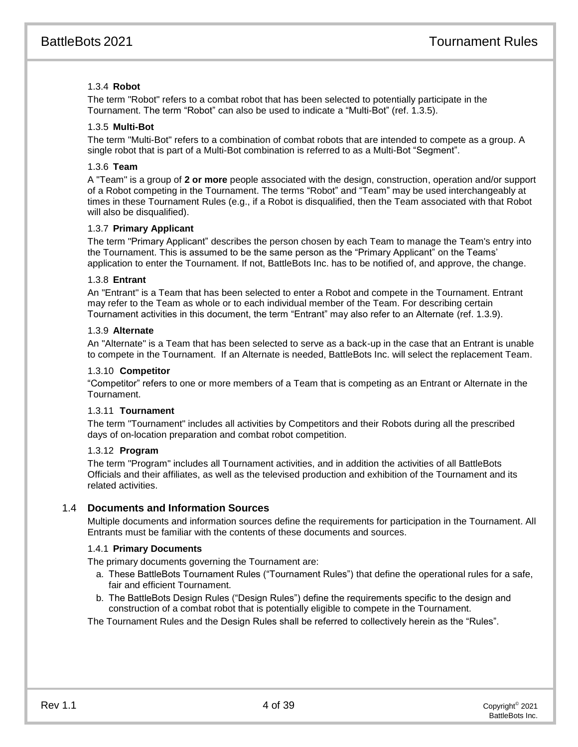#### 1.3.4 **Robot**

The term "Robot" refers to a combat robot that has been selected to potentially participate in the Tournament. The term "Robot" can also be used to indicate a "Multi-Bot" (ref. 1.3.5).

#### 1.3.5 **Multi-Bot**

The term "Multi-Bot" refers to a combination of combat robots that are intended to compete as a group. A single robot that is part of a Multi-Bot combination is referred to as a Multi-Bot "Segment".

#### 1.3.6 **Team**

A "Team" is a group of **2 or more** people associated with the design, construction, operation and/or support of a Robot competing in the Tournament. The terms "Robot" and "Team" may be used interchangeably at times in these Tournament Rules (e.g., if a Robot is disqualified, then the Team associated with that Robot will also be disqualified).

#### 1.3.7 **Primary Applicant**

The term "Primary Applicant" describes the person chosen by each Team to manage the Team's entry into the Tournament. This is assumed to be the same person as the "Primary Applicant" on the Teams' application to enter the Tournament. If not, BattleBots Inc. has to be notified of, and approve, the change.

#### 1.3.8 **Entrant**

An "Entrant" is a Team that has been selected to enter a Robot and compete in the Tournament. Entrant may refer to the Team as whole or to each individual member of the Team. For describing certain Tournament activities in this document, the term "Entrant" may also refer to an Alternate (ref. 1.3.9).

#### 1.3.9 **Alternate**

An "Alternate" is a Team that has been selected to serve as a back-up in the case that an Entrant is unable to compete in the Tournament. If an Alternate is needed, BattleBots Inc. will select the replacement Team.

#### 1.3.10 **Competitor**

"Competitor" refers to one or more members of a Team that is competing as an Entrant or Alternate in the Tournament.

#### 1.3.11 **Tournament**

The term "Tournament" includes all activities by Competitors and their Robots during all the prescribed days of on-location preparation and combat robot competition.

#### 1.3.12 **Program**

The term "Program" includes all Tournament activities, and in addition the activities of all BattleBots Officials and their affiliates, as well as the televised production and exhibition of the Tournament and its related activities.

### 1.4 **Documents and Information Sources**

Multiple documents and information sources define the requirements for participation in the Tournament. All Entrants must be familiar with the contents of these documents and sources.

#### 1.4.1 **Primary Documents**

The primary documents governing the Tournament are:

a. These BattleBots Tournament Rules ("Tournament Rules") that define the operational rules for a safe, fair and efficient Tournament.
b. The BattleBots Design Rules ("Design Rules") define the requirements specific to the design and construction of a combat robot that is potentially eligible to compete in the Tournament.

The Tournament Rules and the Design Rules shall be referred to collectively herein as the "Rules".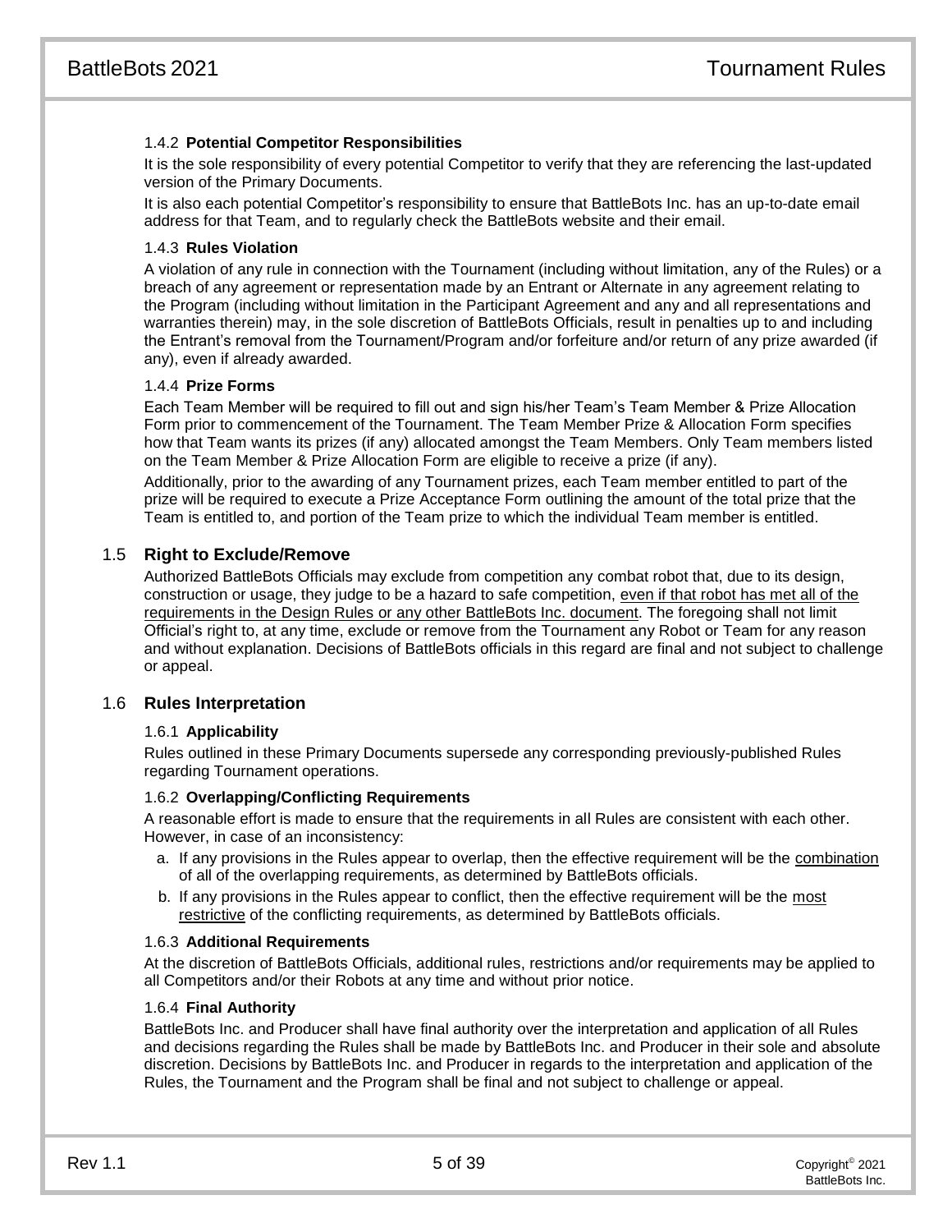#### 1.4.2 **Potential Competitor Responsibilities**

It is the sole responsibility of every potential Competitor to verify that they are referencing the last-updated version of the Primary Documents.

It is also each potential Competitor's responsibility to ensure that BattleBots Inc. has an up-to-date email address for that Team, and to regularly check the BattleBots website and their email.

#### 1.4.3 **Rules Violation**

A violation of any rule in connection with the Tournament (including without limitation, any of the Rules) or a breach of any agreement or representation made by an Entrant or Alternate in any agreement relating to the Program (including without limitation in the Participant Agreement and any and all representations and warranties therein) may, in the sole discretion of BattleBots Officials, result in penalties up to and including the Entrant's removal from the Tournament/Program and/or forfeiture and/or return of any prize awarded (if any), even if already awarded.

#### 1.4.4 **Prize Forms**

Each Team Member will be required to fill out and sign his/her Team's Team Member & Prize Allocation Form prior to commencement of the Tournament. The Team Member Prize & Allocation Form specifies how that Team wants its prizes (if any) allocated amongst the Team Members. Only Team members listed on the Team Member & Prize Allocation Form are eligible to receive a prize (if any).

Additionally, prior to the awarding of any Tournament prizes, each Team member entitled to part of the prize will be required to execute a Prize Acceptance Form outlining the amount of the total prize that the Team is entitled to, and portion of the Team prize to which the individual Team member is entitled.

### 1.5 **Right to Exclude/Remove**

Authorized BattleBots Officials may exclude from competition any combat robot that, due to its design, construction or usage, they judge to be a hazard to safe competition, even if that robot has met all of the requirements in the Design Rules or any other BattleBots Inc. document. The foregoing shall not limit Official's right to, at any time, exclude or remove from the Tournament any Robot or Team for any reason and without explanation. Decisions of BattleBots officials in this regard are final and not subject to challenge or appeal.

### 1.6 **Rules Interpretation**

#### 1.6.1 **Applicability**

Rules outlined in these Primary Documents supersede any corresponding previously-published Rules regarding Tournament operations.

#### 1.6.2 **Overlapping/Conflicting Requirements**

A reasonable effort is made to ensure that the requirements in all Rules are consistent with each other. However, in case of an inconsistency:

a. If any provisions in the Rules appear to overlap, then the effective requirement will be the combination of all of the overlapping requirements, as determined by BattleBots officials.

b. If any provisions in the Rules appear to conflict, then the effective requirement will be the most restrictive of the conflicting requirements, as determined by BattleBots officials.

#### 1.6.3 **Additional Requirements**

At the discretion of BattleBots Officials, additional rules, restrictions and/or requirements may be applied to all Competitors and/or their Robots at any time and without prior notice.

#### 1.6.4 **Final Authority**

BattleBots Inc. and Producer shall have final authority over the interpretation and application of all Rules and decisions regarding the Rules shall be made by BattleBots Inc. and Producer in their sole and absolute discretion. Decisions by BattleBots Inc. and Producer in regards to the interpretation and application of the Rules, the Tournament and the Program shall be final and not subject to challenge or appeal.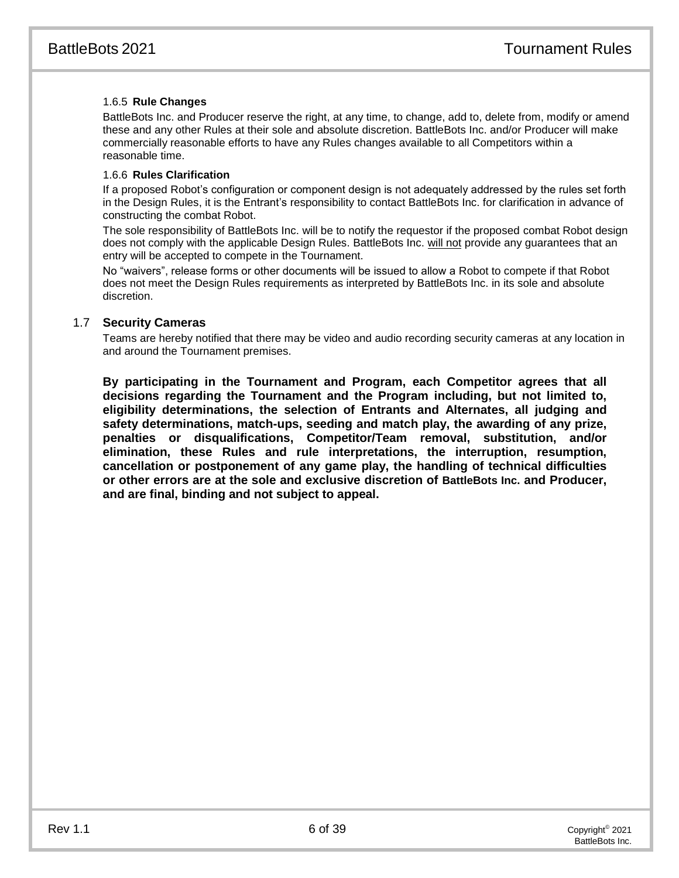#### 1.6.5 Rule Changes

BattleBots Inc. and Producer reserve the right, at any time, to change, add to, delete from, modify or amend these and any other Rules at their sole and absolute discretion. BattleBots Inc. and/or Producer will make commercially reasonable efforts to have any Rules changes available to all Competitors within a reasonable time.

#### 1.6.6 Rules Clarification

If a proposed Robot's configuration or component design is not adequately addressed by the rules set forth in the Design Rules, it is the Entrant's responsibility to contact BattleBots Inc. for clarification in advance of constructing the combat Robot.

The sole responsibility of BattleBots Inc. will be to notify the requestor if the proposed combat Robot design does not comply with the applicable Design Rules. BattleBots Inc. will not provide any guarantees that an entry will be accepted to compete in the Tournament.

No "waivers", release forms or other documents will be issued to allow a Robot to compete if that Robot does not meet the Design Rules requirements as interpreted by BattleBots Inc. in its sole and absolute discretion.

### 1.7 Security Cameras

Teams are hereby notified that there may be video and audio recording security cameras at any location in and around the Tournament premises.

**By participating in the Tournament and Program, each Competitor agrees that all decisions regarding the Tournament and the Program including, but not limited to, eligibility determinations, the selection of Entrants and Alternates, all judging and safety determinations, match-ups, seeding and match play, the awarding of any prize, penalties or disqualifications, Competitor/Team removal, substitution, and/or elimination, these Rules and rule interpretations, the interruption, resumption, cancellation or postponement of any game play, the handling of technical difficulties or other errors are at the sole and exclusive discretion of BattleBots Inc. and Producer, and are final, binding and not subject to appeal.**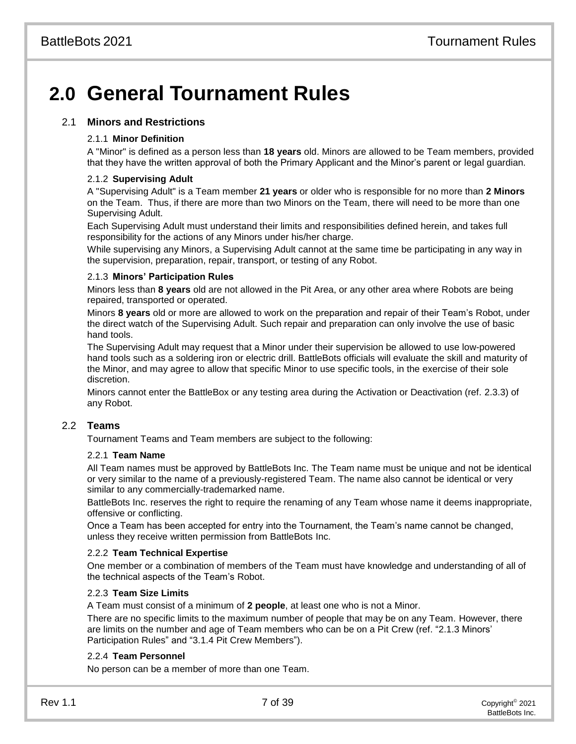# 2.0 General Tournament Rules

## 2.1 Minors and Restrictions

### 2.1.1 Minor Definition

A "Minor" is defined as a person less than **18 years** old. Minors are allowed to be Team members, provided that they have the written approval of both the Primary Applicant and the Minor's parent or legal guardian.

### 2.1.2 Supervising Adult

A "Supervising Adult" is a Team member **21 years** or older who is responsible for no more than **2 Minors** on the Team. Thus, if there are more than two Minors on the Team, there will need to be more than one Supervising Adult.

Each Supervising Adult must understand their limits and responsibilities defined herein, and takes full responsibility for the actions of any Minors under his/her charge.

While supervising any Minors, a Supervising Adult cannot at the same time be participating in any way in the supervision, preparation, repair, transport, or testing of any Robot.

### 2.1.3 Minors' Participation Rules

Minors less than **8 years** old are not allowed in the Pit Area, or any other area where Robots are being repaired, transported or operated.

Minors **8 years** old or more are allowed to work on the preparation and repair of their Team's Robot, under the direct watch of the Supervising Adult. Such repair and preparation can only involve the use of basic hand tools.

The Supervising Adult may request that a Minor under their supervision be allowed to use low-powered hand tools such as a soldering iron or electric drill. BattleBots officials will evaluate the skill and maturity of the Minor, and may agree to allow that specific Minor to use specific tools, in the exercise of their sole discretion.

Minors cannot enter the BattleBox or any testing area during the Activation or Deactivation (ref. 2.3.3) of any Robot.

## 2.2 Teams

Tournament Teams and Team members are subject to the following:

### 2.2.1 Team Name

All Team names must be approved by BattleBots Inc. The Team name must be unique and not be identical or very similar to the name of a previously-registered Team. The name also cannot be identical or very similar to any commercially-trademarked name.

BattleBots Inc. reserves the right to require the renaming of any Team whose name it deems inappropriate, offensive or conflicting.

Once a Team has been accepted for entry into the Tournament, the Team's name cannot be changed, unless they receive written permission from BattleBots Inc.

### 2.2.2 Team Technical Expertise

One member or a combination of members of the Team must have knowledge and understanding of all of the technical aspects of the Team's Robot.

### 2.2.3 Team Size Limits

A Team must consist of a minimum of **2 people**, at least one who is not a Minor.

There are no specific limits to the maximum number of people that may be on any Team. However, there are limits on the number and age of Team members who can be on a Pit Crew (ref. "2.1.3 Minors' Participation Rules" and "3.1.4 Pit Crew Members").

### 2.2.4 Team Personnel

No person can be a member of more than one Team.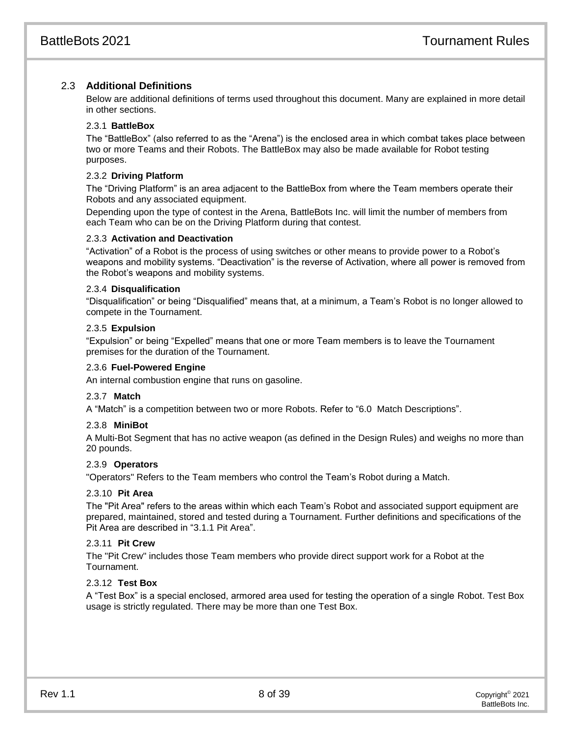## 2.3 Additional Definitions

Below are additional definitions of terms used throughout this document. Many are explained in more detail in other sections.

### 2.3.1 BattleBox

The "BattleBox" (also referred to as the "Arena") is the enclosed area in which combat takes place between two or more Teams and their Robots. The BattleBox may also be made available for Robot testing purposes.

### 2.3.2 Driving Platform

The "Driving Platform" is an area adjacent to the BattleBox from where the Team members operate their Robots and any associated equipment.

Depending upon the type of contest in the Arena, BattleBots Inc. will limit the number of members from each Team who can be on the Driving Platform during that contest.

### 2.3.3 Activation and Deactivation

"Activation" of a Robot is the process of using switches or other means to provide power to a Robot's weapons and mobility systems. "Deactivation" is the reverse of Activation, where all power is removed from the Robot's weapons and mobility systems.

### 2.3.4 Disqualification

"Disqualification" or being "Disqualified" means that, at a minimum, a Team's Robot is no longer allowed to compete in the Tournament.

### 2.3.5 Expulsion

"Expulsion" or being "Expelled" means that one or more Team members is to leave the Tournament premises for the duration of the Tournament.

### 2.3.6 Fuel-Powered Engine

An internal combustion engine that runs on gasoline.

### 2.3.7 Match

A "Match" is a competition between two or more Robots. Refer to "6.0 Match Descriptions".

### 2.3.8 MiniBot

A Multi-Bot Segment that has no active weapon (as defined in the Design Rules) and weighs no more than 20 pounds.

### 2.3.9 Operators

"Operators" Refers to the Team members who control the Team's Robot during a Match.

### 2.3.10 Pit Area

The "Pit Area" refers to the areas within which each Team's Robot and associated support equipment are prepared, maintained, stored and tested during a Tournament. Further definitions and specifications of the Pit Area are described in "3.1.1 Pit Area".

### 2.3.11 Pit Crew

The "Pit Crew" includes those Team members who provide direct support work for a Robot at the Tournament.

### 2.3.12 Test Box

A "Test Box" is a special enclosed, armored area used for testing the operation of a single Robot. Test Box usage is strictly regulated. There may be more than one Test Box.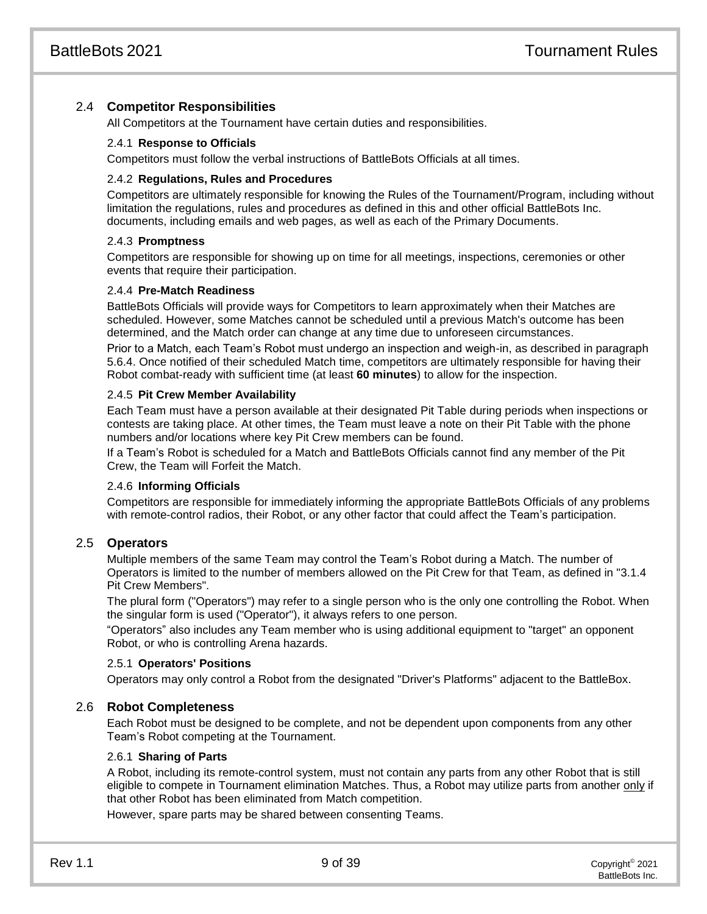## 2.4 Competitor Responsibilities

All Competitors at the Tournament have certain duties and responsibilities.

### 2.4.1 Response to Officials

Competitors must follow the verbal instructions of BattleBots Officials at all times.

### 2.4.2 Regulations, Rules and Procedures

Competitors are ultimately responsible for knowing the Rules of the Tournament/Program, including without limitation the regulations, rules and procedures as defined in this and other official BattleBots Inc. documents, including emails and web pages, as well as each of the Primary Documents.

### 2.4.3 Promptness

Competitors are responsible for showing up on time for all meetings, inspections, ceremonies or other events that require their participation.

### 2.4.4 Pre-Match Readiness

BattleBots Officials will provide ways for Competitors to learn approximately when their Matches are scheduled. However, some Matches cannot be scheduled until a previous Match's outcome has been determined, and the Match order can change at any time due to unforeseen circumstances.

Prior to a Match, each Team's Robot must undergo an inspection and weigh-in, as described in paragraph 5.6.4. Once notified of their scheduled Match time, competitors are ultimately responsible for having their Robot combat-ready with sufficient time (at least **60 minutes**) to allow for the inspection.

### 2.4.5 Pit Crew Member Availability

Each Team must have a person available at their designated Pit Table during periods when inspections or contests are taking place. At other times, the Team must leave a note on their Pit Table with the phone numbers and/or locations where key Pit Crew members can be found.

If a Team's Robot is scheduled for a Match and BattleBots Officials cannot find any member of the Pit Crew, the Team will Forfeit the Match.

### 2.4.6 Informing Officials

Competitors are responsible for immediately informing the appropriate BattleBots Officials of any problems with remote-control radios, their Robot, or any other factor that could affect the Team's participation.

## 2.5 Operators

Multiple members of the same Team may control the Team's Robot during a Match. The number of Operators is limited to the number of members allowed on the Pit Crew for that Team, as defined in "3.1.4 Pit Crew Members".

The plural form ("Operators") may refer to a single person who is the only one controlling the Robot. When the singular form is used ("Operator"), it always refers to one person.

"Operators" also includes any Team member who is using additional equipment to "target" an opponent Robot, or who is controlling Arena hazards.

### 2.5.1 Operators' Positions

Operators may only control a Robot from the designated "Driver's Platforms" adjacent to the BattleBox.

## 2.6 Robot Completeness

Each Robot must be designed to be complete, and not be dependent upon components from any other Team's Robot competing at the Tournament.

### 2.6.1 Sharing of Parts

A Robot, including its remote-control system, must not contain any parts from any other Robot that is still eligible to compete in Tournament elimination Matches. Thus, a Robot may utilize parts from another only if that other Robot has been eliminated from Match competition.

However, spare parts may be shared between consenting Teams.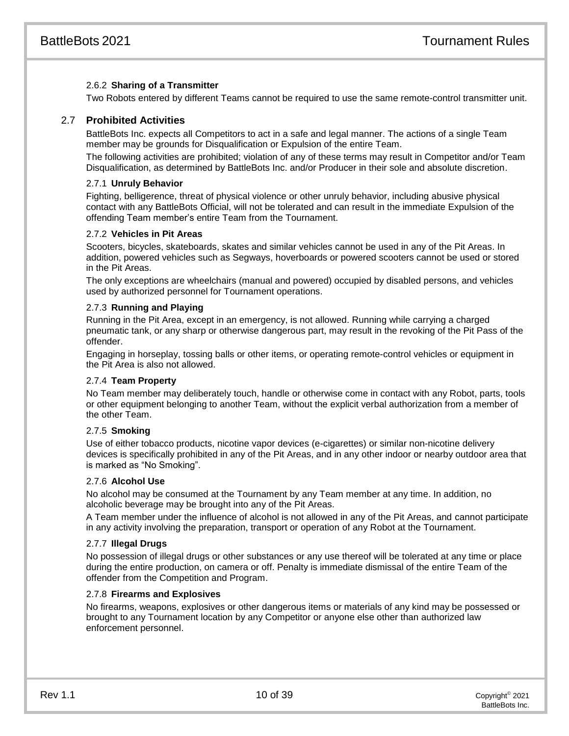#### 2.6.2 Sharing of a Transmitter

Two Robots entered by different Teams cannot be required to use the same remote-control transmitter unit.

### 2.7 Prohibited Activities

BattleBots Inc. expects all Competitors to act in a safe and legal manner. The actions of a single Team member may be grounds for Disqualification or Expulsion of the entire Team.

The following activities are prohibited; violation of any of these terms may result in Competitor and/or Team Disqualification, as determined by BattleBots Inc. and/or Producer in their sole and absolute discretion.

#### 2.7.1 Unruly Behavior

Fighting, belligerence, threat of physical violence or other unruly behavior, including abusive physical contact with any BattleBots Official, will not be tolerated and can result in the immediate Expulsion of the offending Team member's entire Team from the Tournament.

#### 2.7.2 Vehicles in Pit Areas

Scooters, bicycles, skateboards, skates and similar vehicles cannot be used in any of the Pit Areas. In addition, powered vehicles such as Segways, hoverboards or powered scooters cannot be used or stored in the Pit Areas.

The only exceptions are wheelchairs (manual and powered) occupied by disabled persons, and vehicles used by authorized personnel for Tournament operations.

#### 2.7.3 Running and Playing

Running in the Pit Area, except in an emergency, is not allowed. Running while carrying a charged pneumatic tank, or any sharp or otherwise dangerous part, may result in the revoking of the Pit Pass of the offender.

Engaging in horseplay, tossing balls or other items, or operating remote-control vehicles or equipment in the Pit Area is also not allowed.

#### 2.7.4 Team Property

No Team member may deliberately touch, handle or otherwise come in contact with any Robot, parts, tools or other equipment belonging to another Team, without the explicit verbal authorization from a member of the other Team.

#### 2.7.5 Smoking

Use of either tobacco products, nicotine vapor devices (e-cigarettes) or similar non-nicotine delivery devices is specifically prohibited in any of the Pit Areas, and in any other indoor or nearby outdoor area that is marked as "No Smoking".

#### 2.7.6 Alcohol Use

No alcohol may be consumed at the Tournament by any Team member at any time. In addition, no alcoholic beverage may be brought into any of the Pit Areas.

A Team member under the influence of alcohol is not allowed in any of the Pit Areas, and cannot participate in any activity involving the preparation, transport or operation of any Robot at the Tournament.

#### 2.7.7 Illegal Drugs

No possession of illegal drugs or other substances or any use thereof will be tolerated at any time or place during the entire production, on camera or off. Penalty is immediate dismissal of the entire Team of the offender from the Competition and Program.

#### 2.7.8 Firearms and Explosives

No firearms, weapons, explosives or other dangerous items or materials of any kind may be possessed or brought to any Tournament location by any Competitor or anyone else other than authorized law enforcement personnel.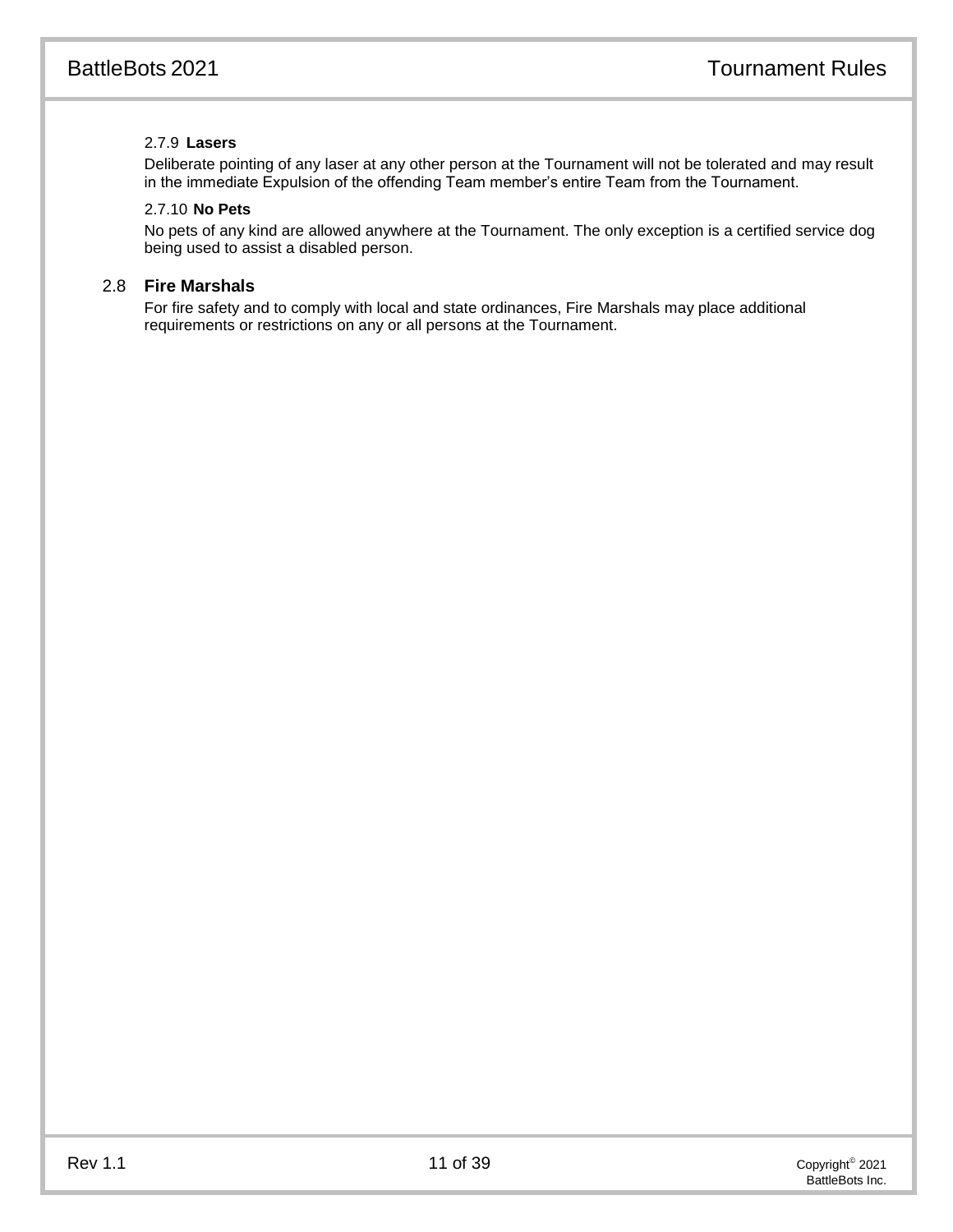#### 2.7.9 **Lasers**

Deliberate pointing of any laser at any other person at the Tournament will not be tolerated and may result in the immediate Expulsion of the offending Team member's entire Team from the Tournament.

#### 2.7.10 **No Pets**

No pets of any kind are allowed anywhere at the Tournament. The only exception is a certified service dog being used to assist a disabled person.

### 2.8 **Fire Marshals**

For fire safety and to comply with local and state ordinances, Fire Marshals may place additional requirements or restrictions on any or all persons at the Tournament.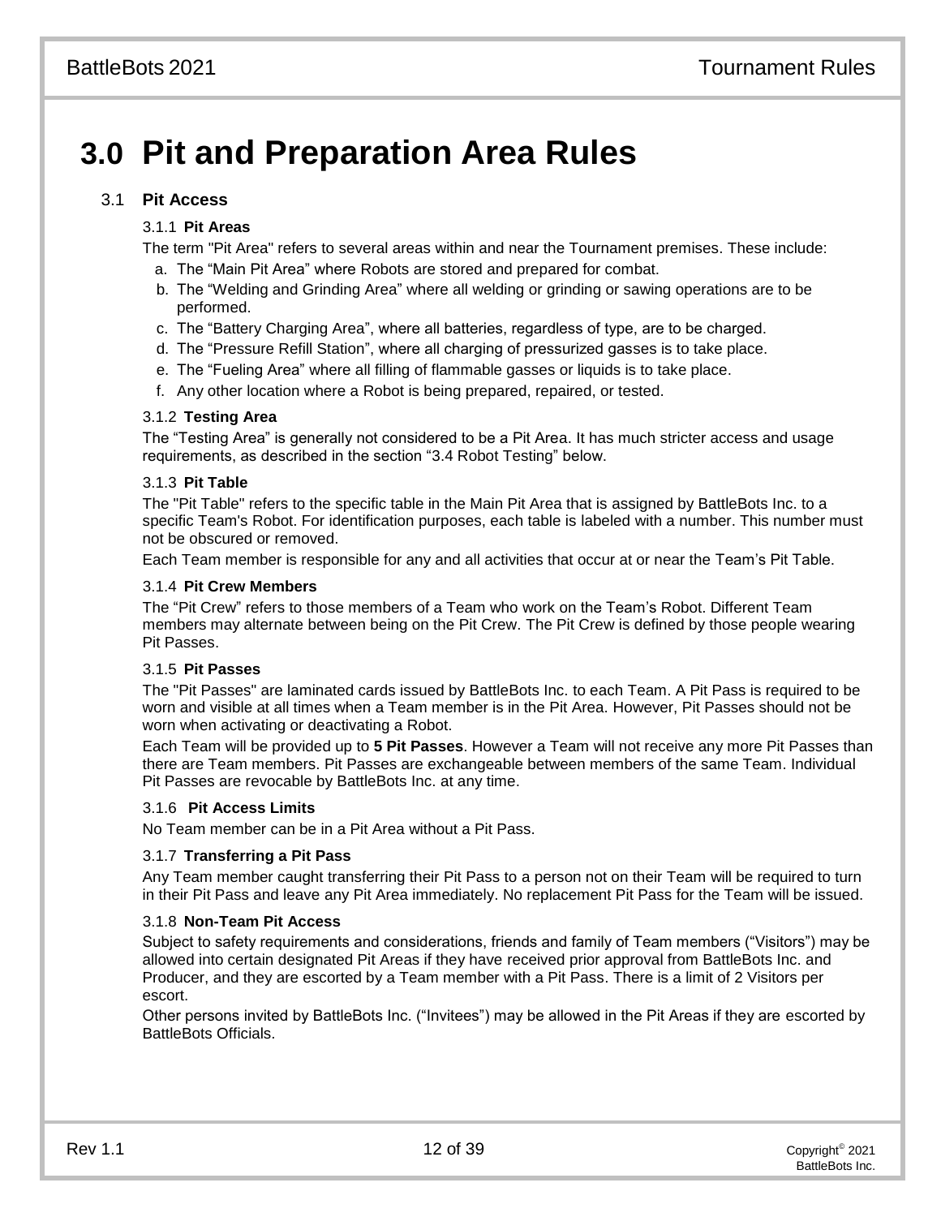# 3.0 Pit and Preparation Area Rules

## 3.1 Pit Access

### 3.1.1 Pit Areas

The term "Pit Area" refers to several areas within and near the Tournament premises. These include:

a. The "Main Pit Area" where Robots are stored and prepared for combat.
b. The "Welding and Grinding Area" where all welding or grinding or sawing operations are to be performed.
c. The "Battery Charging Area", where all batteries, regardless of type, are to be charged.
d. The "Pressure Refill Station", where all charging of pressurized gasses is to take place.
e. The "Fueling Area" where all filling of flammable gasses or liquids is to take place.
f. Any other location where a Robot is being prepared, repaired, or tested.

### 3.1.2 Testing Area

The "Testing Area" is generally not considered to be a Pit Area. It has much stricter access and usage requirements, as described in the section "3.4 Robot Testing" below.

### 3.1.3 Pit Table

The "Pit Table" refers to the specific table in the Main Pit Area that is assigned by BattleBots Inc. to a specific Team's Robot. For identification purposes, each table is labeled with a number. This number must not be obscured or removed.

Each Team member is responsible for any and all activities that occur at or near the Team's Pit Table.

### 3.1.4 Pit Crew Members

The "Pit Crew" refers to those members of a Team who work on the Team's Robot. Different Team members may alternate between being on the Pit Crew. The Pit Crew is defined by those people wearing Pit Passes.

### 3.1.5 Pit Passes

The "Pit Passes" are laminated cards issued by BattleBots Inc. to each Team. A Pit Pass is required to be worn and visible at all times when a Team member is in the Pit Area. However, Pit Passes should not be worn when activating or deactivating a Robot.

Each Team will be provided up to **5 Pit Passes**. However a Team will not receive any more Pit Passes than there are Team members. Pit Passes are exchangeable between members of the same Team. Individual Pit Passes are revocable by BattleBots Inc. at any time.

### 3.1.6 Pit Access Limits

No Team member can be in a Pit Area without a Pit Pass.

### 3.1.7 Transferring a Pit Pass

Any Team member caught transferring their Pit Pass to a person not on their Team will be required to turn in their Pit Pass and leave any Pit Area immediately. No replacement Pit Pass for the Team will be issued.

### 3.1.8 Non-Team Pit Access

Subject to safety requirements and considerations, friends and family of Team members ("Visitors") may be allowed into certain designated Pit Areas if they have received prior approval from BattleBots Inc. and Producer, and they are escorted by a Team member with a Pit Pass. There is a limit of 2 Visitors per escort.

Other persons invited by BattleBots Inc. ("Invitees") may be allowed in the Pit Areas if they are escorted by BattleBots Officials.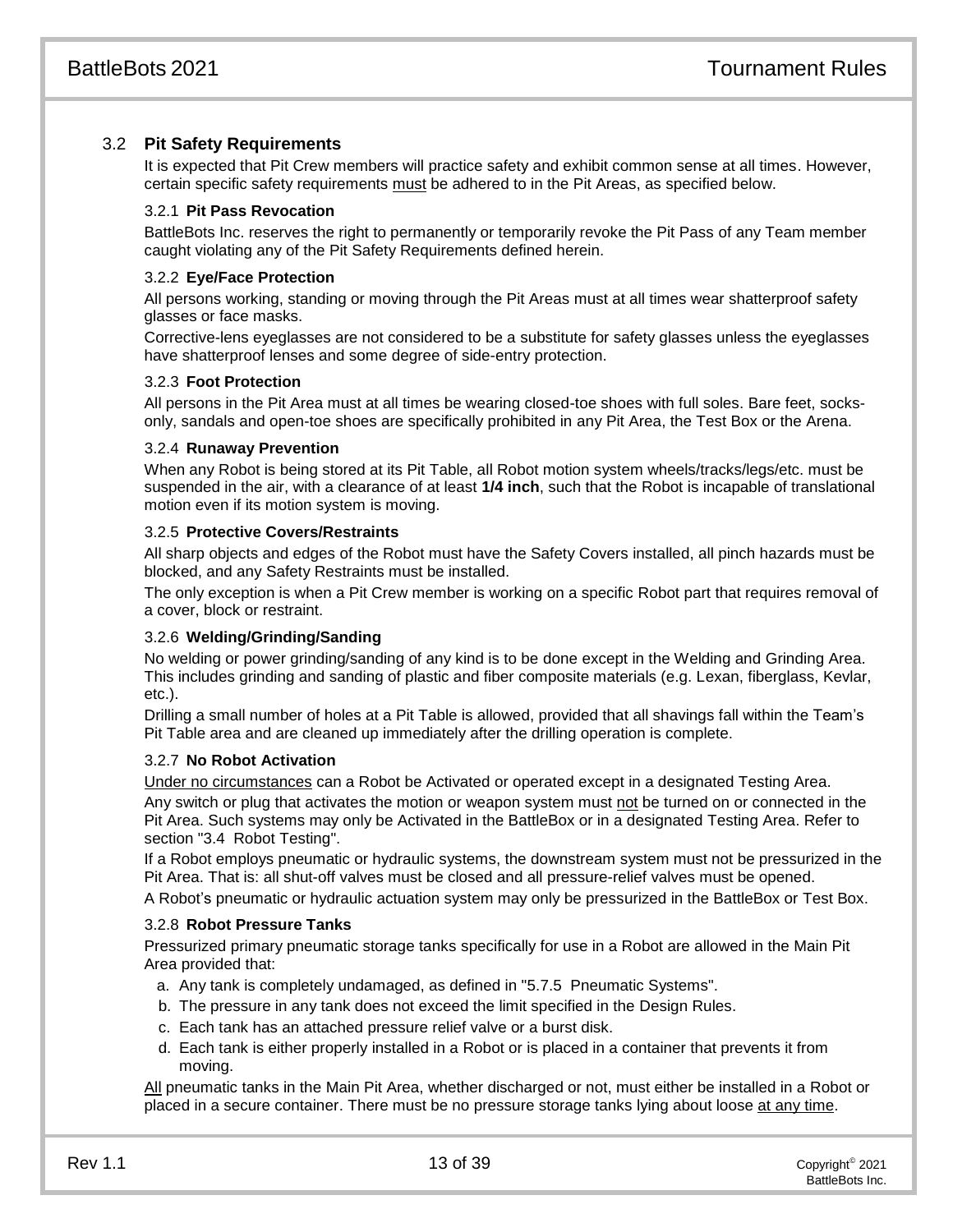## 3.2 Pit Safety Requirements

It is expected that Pit Crew members will practice safety and exhibit common sense at all times. However, certain specific safety requirements must be adhered to in the Pit Areas, as specified below.

### 3.2.1 Pit Pass Revocation

BattleBots Inc. reserves the right to permanently or temporarily revoke the Pit Pass of any Team member caught violating any of the Pit Safety Requirements defined herein.

### 3.2.2 Eye/Face Protection

All persons working, standing or moving through the Pit Areas must at all times wear shatterproof safety glasses or face masks.

Corrective-lens eyeglasses are not considered to be a substitute for safety glasses unless the eyeglasses have shatterproof lenses and some degree of side-entry protection.

### 3.2.3 Foot Protection

All persons in the Pit Area must at all times be wearing closed-toe shoes with full soles. Bare feet, socks-only, sandals and open-toe shoes are specifically prohibited in any Pit Area, the Test Box or the Arena.

### 3.2.4 Runaway Prevention

When any Robot is being stored at its Pit Table, all Robot motion system wheels/tracks/legs/etc. must be suspended in the air, with a clearance of at least **1/4 inch**, such that the Robot is incapable of translational motion even if its motion system is moving.

### 3.2.5 Protective Covers/Restraints

All sharp objects and edges of the Robot must have the Safety Covers installed, all pinch hazards must be blocked, and any Safety Restraints must be installed.

The only exception is when a Pit Crew member is working on a specific Robot part that requires removal of a cover, block or restraint.

### 3.2.6 Welding/Grinding/Sanding

No welding or power grinding/sanding of any kind is to be done except in the Welding and Grinding Area. This includes grinding and sanding of plastic and fiber composite materials (e.g. Lexan, fiberglass, Kevlar, etc.).

Drilling a small number of holes at a Pit Table is allowed, provided that all shavings fall within the Team's Pit Table area and are cleaned up immediately after the drilling operation is complete.

### 3.2.7 No Robot Activation

Under no circumstances can a Robot be Activated or operated except in a designated Testing Area.

Any switch or plug that activates the motion or weapon system must not be turned on or connected in the Pit Area. Such systems may only be Activated in the BattleBox or in a designated Testing Area. Refer to section "3.4 Robot Testing".

If a Robot employs pneumatic or hydraulic systems, the downstream system must not be pressurized in the Pit Area. That is: all shut-off valves must be closed and all pressure-relief valves must be opened.

A Robot's pneumatic or hydraulic actuation system may only be pressurized in the BattleBox or Test Box.

### 3.2.8 Robot Pressure Tanks

Pressurized primary pneumatic storage tanks specifically for use in a Robot are allowed in the Main Pit Area provided that:

a. Any tank is completely undamaged, as defined in "5.7.5 Pneumatic Systems".
b. The pressure in any tank does not exceed the limit specified in the Design Rules.
c. Each tank has an attached pressure relief valve or a burst disk.
d. Each tank is either properly installed in a Robot or is placed in a container that prevents it from moving.

All pneumatic tanks in the Main Pit Area, whether discharged or not, must either be installed in a Robot or placed in a secure container. There must be no pressure storage tanks lying about loose at any time.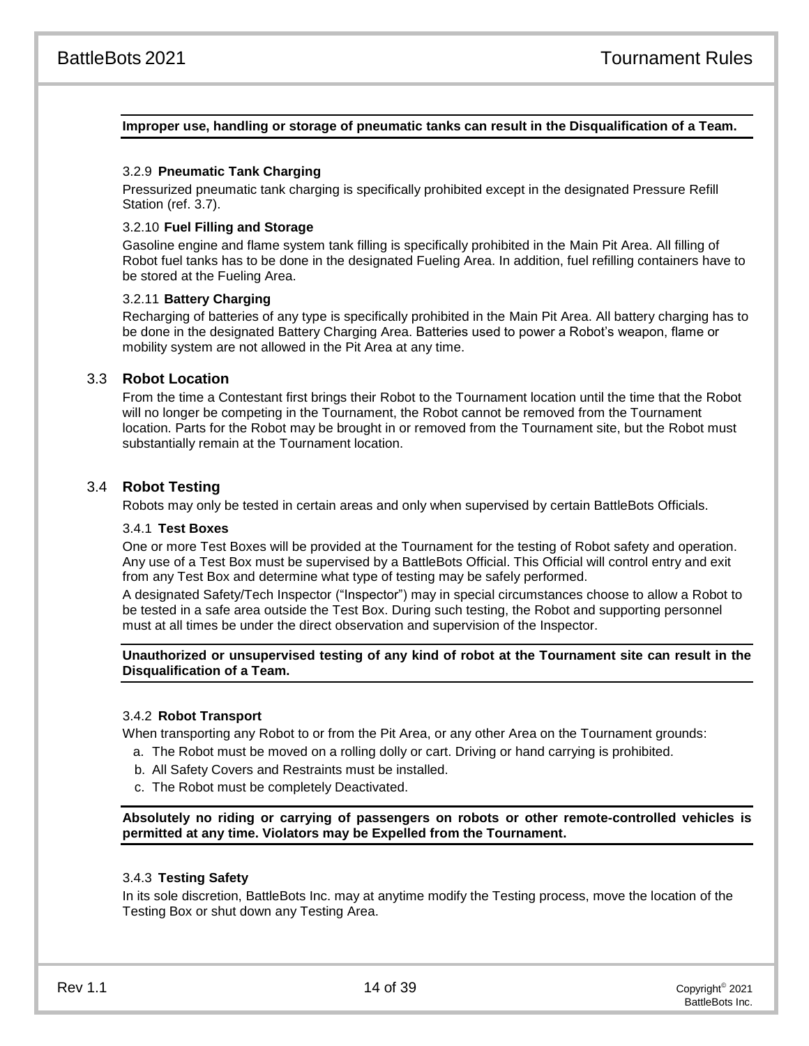**Improper use, handling or storage of pneumatic tanks can result in the Disqualification of a Team.**

#### 3.2.9 Pneumatic Tank Charging

Pressurized pneumatic tank charging is specifically prohibited except in the designated Pressure Refill Station (ref. 3.7).

#### 3.2.10 Fuel Filling and Storage

Gasoline engine and flame system tank filling is specifically prohibited in the Main Pit Area. All filling of Robot fuel tanks has to be done in the designated Fueling Area. In addition, fuel refilling containers have to be stored at the Fueling Area.

#### 3.2.11 Battery Charging

Recharging of batteries of any type is specifically prohibited in the Main Pit Area. All battery charging has to be done in the designated Battery Charging Area. Batteries used to power a Robot's weapon, flame or mobility system are not allowed in the Pit Area at any time.

### 3.3 Robot Location

From the time a Contestant first brings their Robot to the Tournament location until the time that the Robot will no longer be competing in the Tournament, the Robot cannot be removed from the Tournament location. Parts for the Robot may be brought in or removed from the Tournament site, but the Robot must substantially remain at the Tournament location.

### 3.4 Robot Testing

Robots may only be tested in certain areas and only when supervised by certain BattleBots Officials.

#### 3.4.1 Test Boxes

One or more Test Boxes will be provided at the Tournament for the testing of Robot safety and operation. Any use of a Test Box must be supervised by a BattleBots Official. This Official will control entry and exit from any Test Box and determine what type of testing may be safely performed.

A designated Safety/Tech Inspector ("Inspector") may in special circumstances choose to allow a Robot to be tested in a safe area outside the Test Box. During such testing, the Robot and supporting personnel must at all times be under the direct observation and supervision of the Inspector.

**Unauthorized or unsupervised testing of any kind of robot at the Tournament site can result in the Disqualification of a Team.**

#### 3.4.2 Robot Transport

When transporting any Robot to or from the Pit Area, or any other Area on the Tournament grounds:

a. The Robot must be moved on a rolling dolly or cart. Driving or hand carrying is prohibited.
b. All Safety Covers and Restraints must be installed.
c. The Robot must be completely Deactivated.

**Absolutely no riding or carrying of passengers on robots or other remote-controlled vehicles is permitted at any time. Violators may be Expelled from the Tournament.**

#### 3.4.3 Testing Safety

In its sole discretion, BattleBots Inc. may at anytime modify the Testing process, move the location of the Testing Box or shut down any Testing Area.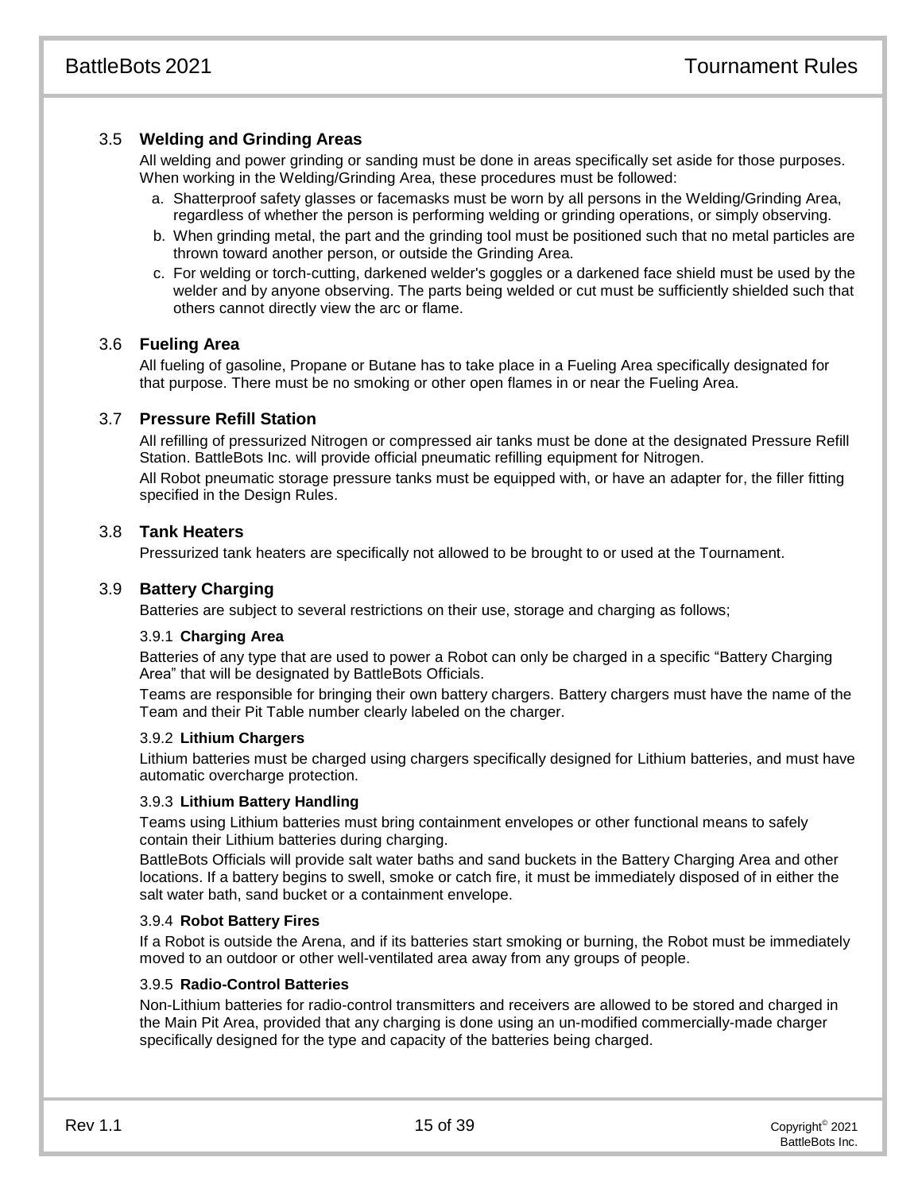## 3.5 Welding and Grinding Areas

All welding and power grinding or sanding must be done in areas specifically set aside for those purposes. When working in the Welding/Grinding Area, these procedures must be followed:

a. Shatterproof safety glasses or facemasks must be worn by all persons in the Welding/Grinding Area, regardless of whether the person is performing welding or grinding operations, or simply observing.
b. When grinding metal, the part and the grinding tool must be positioned such that no metal particles are thrown toward another person, or outside the Grinding Area.
c. For welding or torch-cutting, darkened welder's goggles or a darkened face shield must be used by the welder and by anyone observing. The parts being welded or cut must be sufficiently shielded such that others cannot directly view the arc or flame.

## 3.6 Fueling Area

All fueling of gasoline, Propane or Butane has to take place in a Fueling Area specifically designated for that purpose. There must be no smoking or other open flames in or near the Fueling Area.

## 3.7 Pressure Refill Station

All refilling of pressurized Nitrogen or compressed air tanks must be done at the designated Pressure Refill Station. BattleBots Inc. will provide official pneumatic refilling equipment for Nitrogen.

All Robot pneumatic storage pressure tanks must be equipped with, or have an adapter for, the filler fitting specified in the Design Rules.

## 3.8 Tank Heaters

Pressurized tank heaters are specifically not allowed to be brought to or used at the Tournament.

## 3.9 Battery Charging

Batteries are subject to several restrictions on their use, storage and charging as follows;

### 3.9.1 Charging Area

Batteries of any type that are used to power a Robot can only be charged in a specific "Battery Charging Area" that will be designated by BattleBots Officials.

Teams are responsible for bringing their own battery chargers. Battery chargers must have the name of the Team and their Pit Table number clearly labeled on the charger.

### 3.9.2 Lithium Chargers

Lithium batteries must be charged using chargers specifically designed for Lithium batteries, and must have automatic overcharge protection.

### 3.9.3 Lithium Battery Handling

Teams using Lithium batteries must bring containment envelopes or other functional means to safely contain their Lithium batteries during charging.

BattleBots Officials will provide salt water baths and sand buckets in the Battery Charging Area and other locations. If a battery begins to swell, smoke or catch fire, it must be immediately disposed of in either the salt water bath, sand bucket or a containment envelope.

### 3.9.4 Robot Battery Fires

If a Robot is outside the Arena, and if its batteries start smoking or burning, the Robot must be immediately moved to an outdoor or other well-ventilated area away from any groups of people.

### 3.9.5 Radio-Control Batteries

Non-Lithium batteries for radio-control transmitters and receivers are allowed to be stored and charged in the Main Pit Area, provided that any charging is done using an un-modified commercially-made charger specifically designed for the type and capacity of the batteries being charged.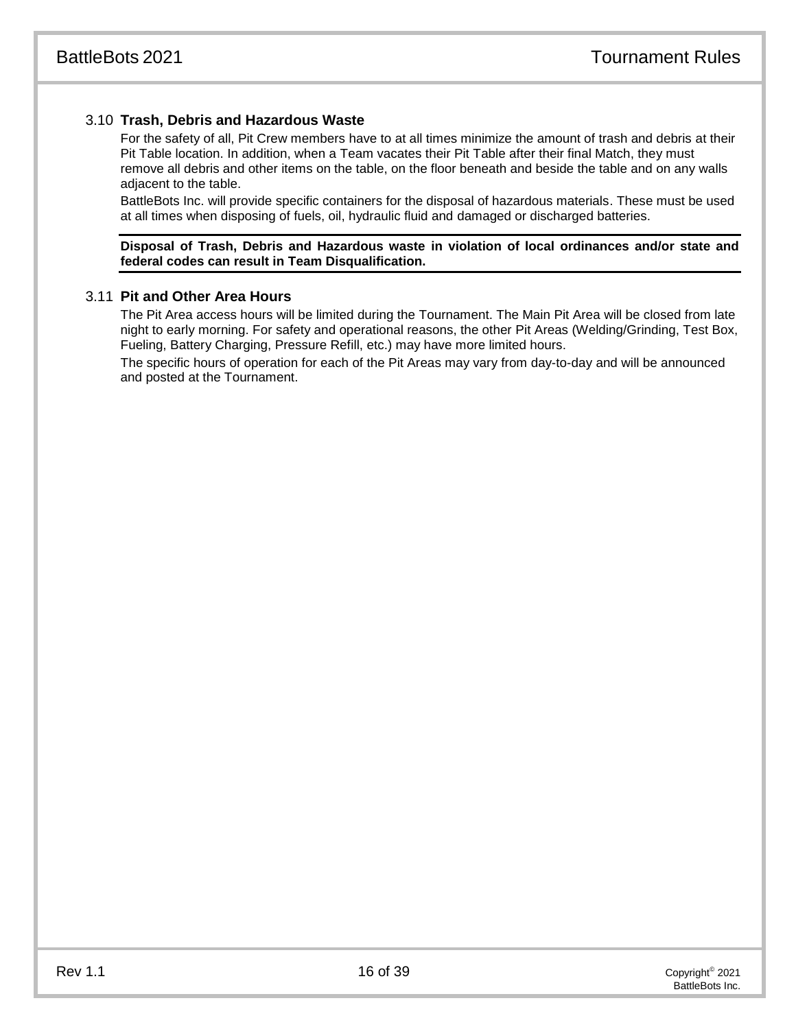### 3.10 Trash, Debris and Hazardous Waste

For the safety of all, Pit Crew members have to at all times minimize the amount of trash and debris at their Pit Table location. In addition, when a Team vacates their Pit Table after their final Match, they must remove all debris and other items on the table, on the floor beneath and beside the table and on any walls adjacent to the table.

BattleBots Inc. will provide specific containers for the disposal of hazardous materials. These must be used at all times when disposing of fuels, oil, hydraulic fluid and damaged or discharged batteries.

**Disposal of Trash, Debris and Hazardous waste in violation of local ordinances and/or state and federal codes can result in Team Disqualification.**

### 3.11 Pit and Other Area Hours

The Pit Area access hours will be limited during the Tournament. The Main Pit Area will be closed from late night to early morning. For safety and operational reasons, the other Pit Areas (Welding/Grinding, Test Box, Fueling, Battery Charging, Pressure Refill, etc.) may have more limited hours.

The specific hours of operation for each of the Pit Areas may vary from day-to-day and will be announced and posted at the Tournament.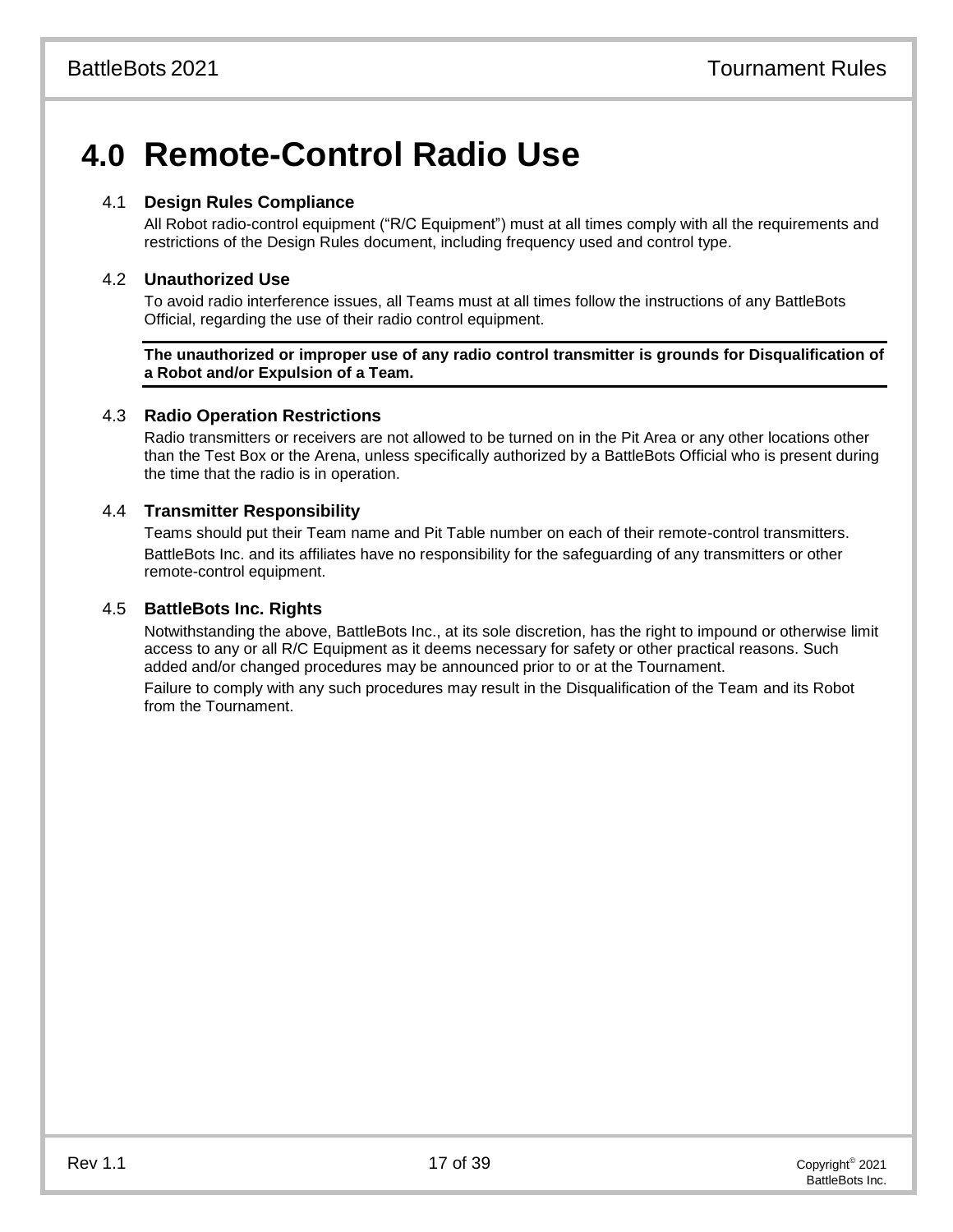# 4.0 Remote-Control Radio Use

## 4.1 Design Rules Compliance

All Robot radio-control equipment (“R/C Equipment”) must at all times comply with all the requirements and restrictions of the Design Rules document, including frequency used and control type.

## 4.2 Unauthorized Use

To avoid radio interference issues, all Teams must at all times follow the instructions of any BattleBots Official, regarding the use of their radio control equipment.

**The unauthorized or improper use of any radio control transmitter is grounds for Disqualification of a Robot and/or Expulsion of a Team.**

## 4.3 Radio Operation Restrictions

Radio transmitters or receivers are not allowed to be turned on in the Pit Area or any other locations other than the Test Box or the Arena, unless specifically authorized by a BattleBots Official who is present during the time that the radio is in operation.

## 4.4 Transmitter Responsibility

Teams should put their Team name and Pit Table number on each of their remote-control transmitters.

BattleBots Inc. and its affiliates have no responsibility for the safeguarding of any transmitters or other remote-control equipment.

## 4.5 BattleBots Inc. Rights

Notwithstanding the above, BattleBots Inc., at its sole discretion, has the right to impound or otherwise limit access to any or all R/C Equipment as it deems necessary for safety or other practical reasons. Such added and/or changed procedures may be announced prior to or at the Tournament.

Failure to comply with any such procedures may result in the Disqualification of the Team and its Robot from the Tournament.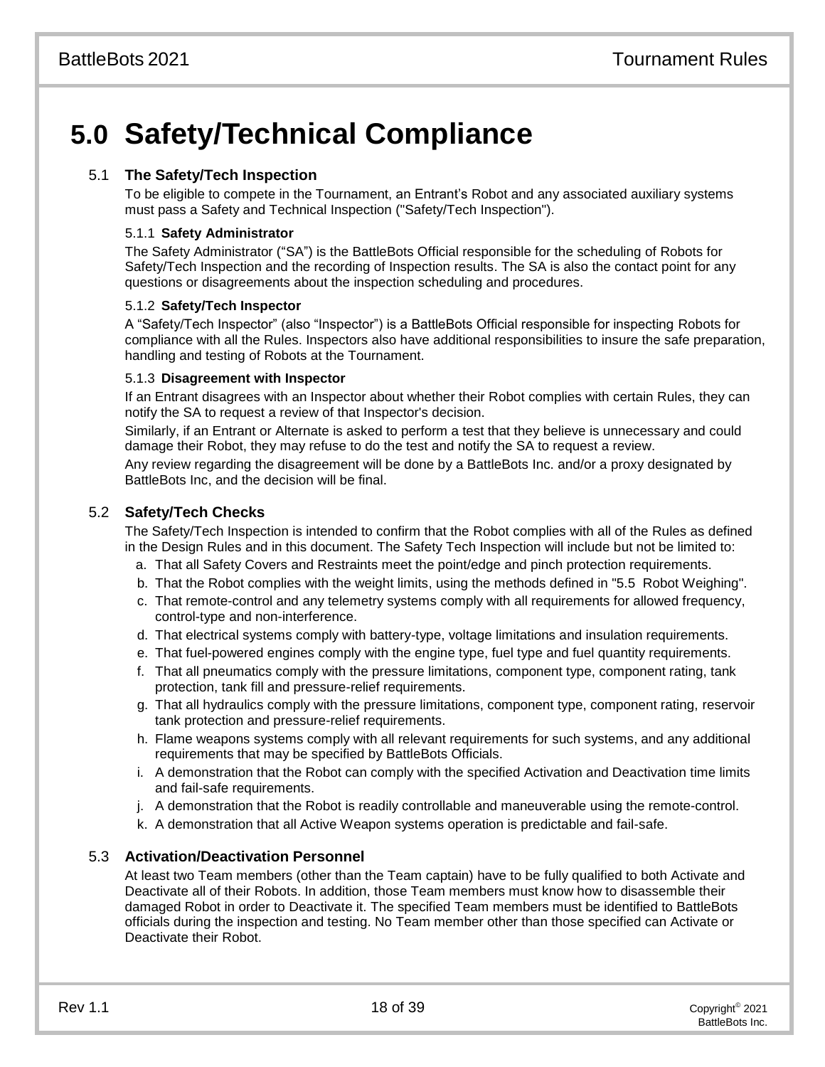# 5.0 Safety/Technical Compliance

## 5.1 The Safety/Tech Inspection

To be eligible to compete in the Tournament, an Entrant's Robot and any associated auxiliary systems must pass a Safety and Technical Inspection ("Safety/Tech Inspection").

### 5.1.1 Safety Administrator

The Safety Administrator ("SA") is the BattleBots Official responsible for the scheduling of Robots for Safety/Tech Inspection and the recording of Inspection results. The SA is also the contact point for any questions or disagreements about the inspection scheduling and procedures.

### 5.1.2 Safety/Tech Inspector

A "Safety/Tech Inspector" (also "Inspector") is a BattleBots Official responsible for inspecting Robots for compliance with all the Rules. Inspectors also have additional responsibilities to insure the safe preparation, handling and testing of Robots at the Tournament.

### 5.1.3 Disagreement with Inspector

If an Entrant disagrees with an Inspector about whether their Robot complies with certain Rules, they can notify the SA to request a review of that Inspector's decision.

Similarly, if an Entrant or Alternate is asked to perform a test that they believe is unnecessary and could damage their Robot, they may refuse to do the test and notify the SA to request a review.

Any review regarding the disagreement will be done by a BattleBots Inc. and/or a proxy designated by BattleBots Inc, and the decision will be final.

## 5.2 Safety/Tech Checks

The Safety/Tech Inspection is intended to confirm that the Robot complies with all of the Rules as defined in the Design Rules and in this document. The Safety Tech Inspection will include but not be limited to:

a. That all Safety Covers and Restraints meet the point/edge and pinch protection requirements.
b. That the Robot complies with the weight limits, using the methods defined in "5.5 Robot Weighing".
c. That remote-control and any telemetry systems comply with all requirements for allowed frequency, control-type and non-interference.
d. That electrical systems comply with battery-type, voltage limitations and insulation requirements.
e. That fuel-powered engines comply with the engine type, fuel type and fuel quantity requirements.
f. That all pneumatics comply with the pressure limitations, component type, component rating, tank protection, tank fill and pressure-relief requirements.
g. That all hydraulics comply with the pressure limitations, component type, component rating, reservoir tank protection and pressure-relief requirements.
h. Flame weapons systems comply with all relevant requirements for such systems, and any additional requirements that may be specified by BattleBots Officials.
i. A demonstration that the Robot can comply with the specified Activation and Deactivation time limits and fail-safe requirements.
j. A demonstration that the Robot is readily controllable and maneuverable using the remote-control.
k. A demonstration that all Active Weapon systems operation is predictable and fail-safe.

## 5.3 Activation/Deactivation Personnel

At least two Team members (other than the Team captain) have to be fully qualified to both Activate and Deactivate all of their Robots. In addition, those Team members must know how to disassemble their damaged Robot in order to Deactivate it. The specified Team members must be identified to BattleBots officials during the inspection and testing. No Team member other than those specified can Activate or Deactivate their Robot.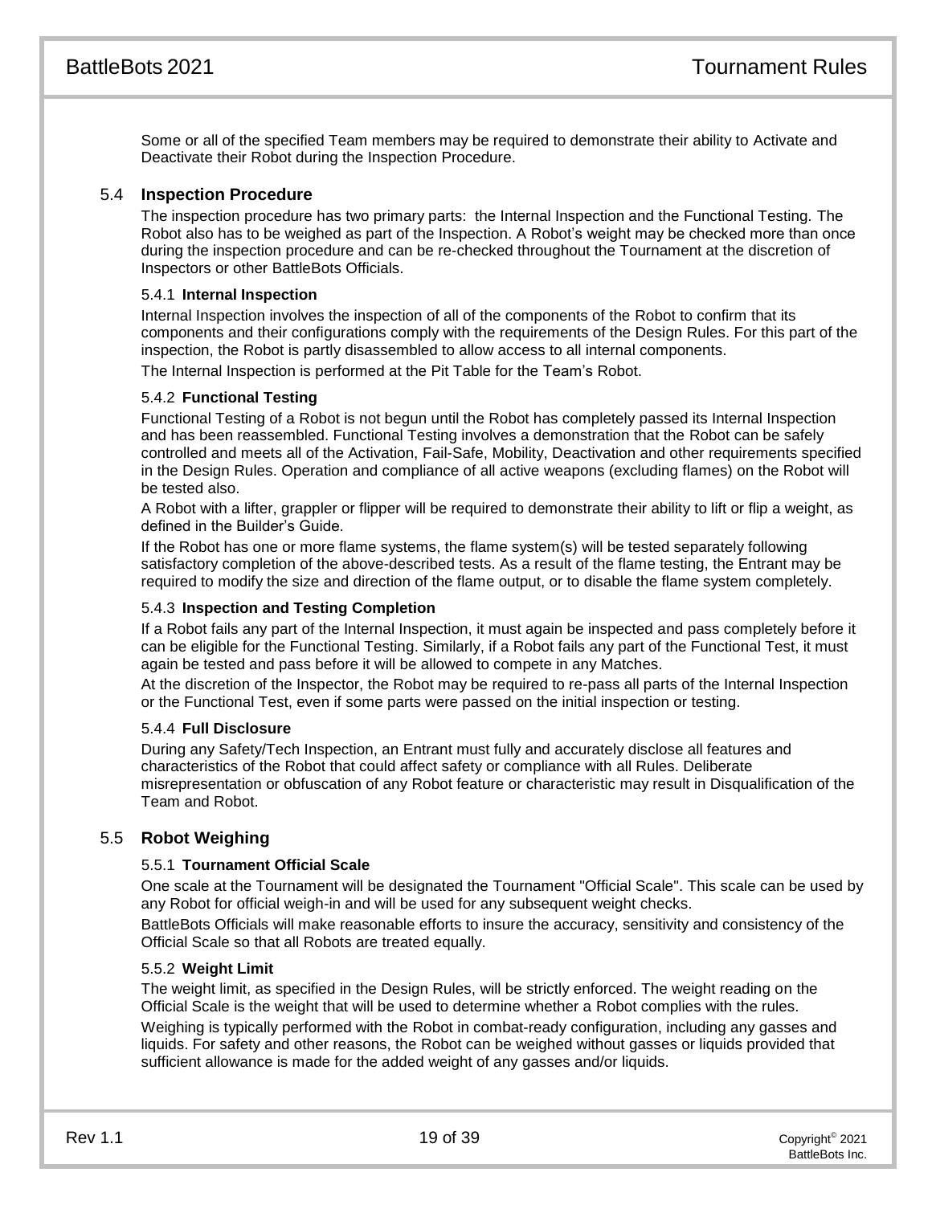Some or all of the specified Team members may be required to demonstrate their ability to Activate and Deactivate their Robot during the Inspection Procedure.

## 5.4 Inspection Procedure

The inspection procedure has two primary parts: the Internal Inspection and the Functional Testing. The Robot also has to be weighed as part of the Inspection. A Robot's weight may be checked more than once during the inspection procedure and can be re-checked throughout the Tournament at the discretion of Inspectors or other BattleBots Officials.

### 5.4.1 Internal Inspection

Internal Inspection involves the inspection of all of the components of the Robot to confirm that its components and their configurations comply with the requirements of the Design Rules. For this part of the inspection, the Robot is partly disassembled to allow access to all internal components.

The Internal Inspection is performed at the Pit Table for the Team's Robot.

### 5.4.2 Functional Testing

Functional Testing of a Robot is not begun until the Robot has completely passed its Internal Inspection and has been reassembled. Functional Testing involves a demonstration that the Robot can be safely controlled and meets all of the Activation, Fail-Safe, Mobility, Deactivation and other requirements specified in the Design Rules. Operation and compliance of all active weapons (excluding flames) on the Robot will be tested also.

A Robot with a lifter, grappler or flipper will be required to demonstrate their ability to lift or flip a weight, as defined in the Builder's Guide.

If the Robot has one or more flame systems, the flame system(s) will be tested separately following satisfactory completion of the above-described tests. As a result of the flame testing, the Entrant may be required to modify the size and direction of the flame output, or to disable the flame system completely.

### 5.4.3 Inspection and Testing Completion

If a Robot fails any part of the Internal Inspection, it must again be inspected and pass completely before it can be eligible for the Functional Testing. Similarly, if a Robot fails any part of the Functional Test, it must again be tested and pass before it will be allowed to compete in any Matches.

At the discretion of the Inspector, the Robot may be required to re-pass all parts of the Internal Inspection or the Functional Test, even if some parts were passed on the initial inspection or testing.

### 5.4.4 Full Disclosure

During any Safety/Tech Inspection, an Entrant must fully and accurately disclose all features and characteristics of the Robot that could affect safety or compliance with all Rules. Deliberate misrepresentation or obfuscation of any Robot feature or characteristic may result in Disqualification of the Team and Robot.

## 5.5 Robot Weighing

### 5.5.1 Tournament Official Scale

One scale at the Tournament will be designated the Tournament "Official Scale". This scale can be used by any Robot for official weigh-in and will be used for any subsequent weight checks.

BattleBots Officials will make reasonable efforts to insure the accuracy, sensitivity and consistency of the Official Scale so that all Robots are treated equally.

### 5.5.2 Weight Limit

The weight limit, as specified in the Design Rules, will be strictly enforced. The weight reading on the Official Scale is the weight that will be used to determine whether a Robot complies with the rules.

Weighing is typically performed with the Robot in combat-ready configuration, including any gasses and liquids. For safety and other reasons, the Robot can be weighed without gasses or liquids provided that sufficient allowance is made for the added weight of any gasses and/or liquids.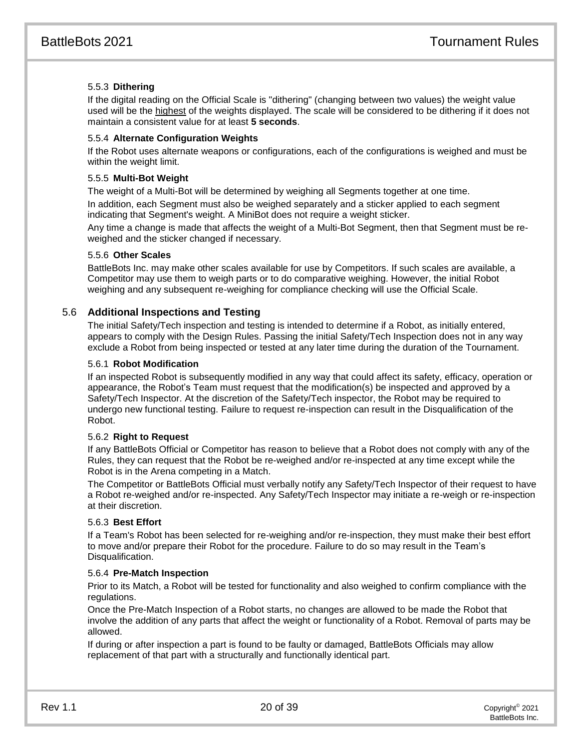#### 5.5.3 **Dithering**

If the digital reading on the Official Scale is "dithering" (changing between two values) the weight value used will be the highest of the weights displayed. The scale will be considered to be dithering if it does not maintain a consistent value for at least **5 seconds**.

#### 5.5.4 **Alternate Configuration Weights**

If the Robot uses alternate weapons or configurations, each of the configurations is weighed and must be within the weight limit.

#### 5.5.5 **Multi-Bot Weight**

The weight of a Multi-Bot will be determined by weighing all Segments together at one time.

In addition, each Segment must also be weighed separately and a sticker applied to each segment indicating that Segment's weight. A MiniBot does not require a weight sticker.

Any time a change is made that affects the weight of a Multi-Bot Segment, then that Segment must be re-weighed and the sticker changed if necessary.

#### 5.5.6 **Other Scales**

BattleBots Inc. may make other scales available for use by Competitors. If such scales are available, a Competitor may use them to weigh parts or to do comparative weighing. However, the initial Robot weighing and any subsequent re-weighing for compliance checking will use the Official Scale.

### 5.6 **Additional Inspections and Testing**

The initial Safety/Tech inspection and testing is intended to determine if a Robot, as initially entered, appears to comply with the Design Rules. Passing the initial Safety/Tech Inspection does not in any way exclude a Robot from being inspected or tested at any later time during the duration of the Tournament.

#### 5.6.1 **Robot Modification**

If an inspected Robot is subsequently modified in any way that could affect its safety, efficacy, operation or appearance, the Robot's Team must request that the modification(s) be inspected and approved by a Safety/Tech Inspector. At the discretion of the Safety/Tech inspector, the Robot may be required to undergo new functional testing. Failure to request re-inspection can result in the Disqualification of the Robot.

#### 5.6.2 **Right to Request**

If any BattleBots Official or Competitor has reason to believe that a Robot does not comply with any of the Rules, they can request that the Robot be re-weighed and/or re-inspected at any time except while the Robot is in the Arena competing in a Match.

The Competitor or BattleBots Official must verbally notify any Safety/Tech Inspector of their request to have a Robot re-weighed and/or re-inspected. Any Safety/Tech Inspector may initiate a re-weigh or re-inspection at their discretion.

#### 5.6.3 **Best Effort**

If a Team's Robot has been selected for re-weighing and/or re-inspection, they must make their best effort to move and/or prepare their Robot for the procedure. Failure to do so may result in the Team's Disqualification.

#### 5.6.4 **Pre-Match Inspection**

Prior to its Match, a Robot will be tested for functionality and also weighed to confirm compliance with the regulations.

Once the Pre-Match Inspection of a Robot starts, no changes are allowed to be made the Robot that involve the addition of any parts that affect the weight or functionality of a Robot. Removal of parts may be allowed.

If during or after inspection a part is found to be faulty or damaged, BattleBots Officials may allow replacement of that part with a structurally and functionally identical part.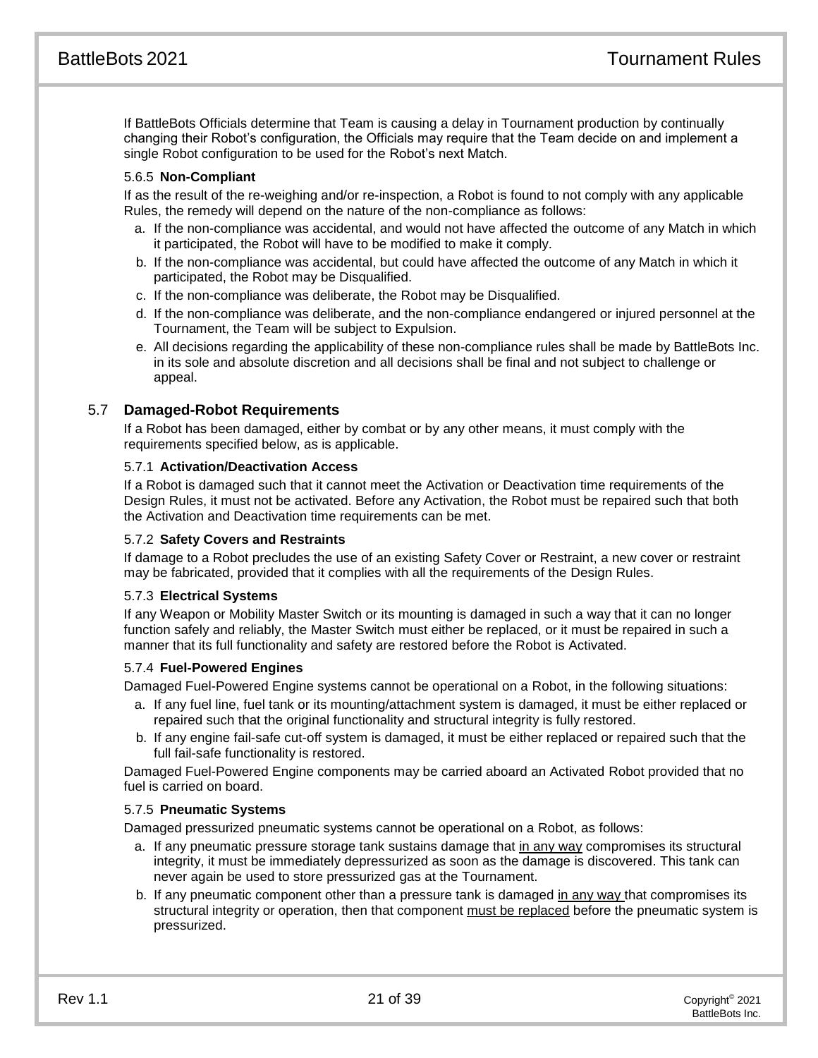If BattleBots Officials determine that Team is causing a delay in Tournament production by continually changing their Robot's configuration, the Officials may require that the Team decide on and implement a single Robot configuration to be used for the Robot's next Match.

#### 5.6.5 Non-Compliant

If as the result of the re-weighing and/or re-inspection, a Robot is found to not comply with any applicable Rules, the remedy will depend on the nature of the non-compliance as follows:

a. If the non-compliance was accidental, and would not have affected the outcome of any Match in which it participated, the Robot will have to be modified to make it comply.
b. If the non-compliance was accidental, but could have affected the outcome of any Match in which it participated, the Robot may be Disqualified.
c. If the non-compliance was deliberate, the Robot may be Disqualified.
d. If the non-compliance was deliberate, and the non-compliance endangered or injured personnel at the Tournament, the Team will be subject to Expulsion.
e. All decisions regarding the applicability of these non-compliance rules shall be made by BattleBots Inc. in its sole and absolute discretion and all decisions shall be final and not subject to challenge or appeal.

### 5.7 Damaged-Robot Requirements

If a Robot has been damaged, either by combat or by any other means, it must comply with the requirements specified below, as is applicable.

#### 5.7.1 Activation/Deactivation Access

If a Robot is damaged such that it cannot meet the Activation or Deactivation time requirements of the Design Rules, it must not be activated. Before any Activation, the Robot must be repaired such that both the Activation and Deactivation time requirements can be met.

#### 5.7.2 Safety Covers and Restraints

If damage to a Robot precludes the use of an existing Safety Cover or Restraint, a new cover or restraint may be fabricated, provided that it complies with all the requirements of the Design Rules.

#### 5.7.3 Electrical Systems

If any Weapon or Mobility Master Switch or its mounting is damaged in such a way that it can no longer function safely and reliably, the Master Switch must either be replaced, or it must be repaired in such a manner that its full functionality and safety are restored before the Robot is Activated.

#### 5.7.4 Fuel-Powered Engines

Damaged Fuel-Powered Engine systems cannot be operational on a Robot, in the following situations:

a. If any fuel line, fuel tank or its mounting/attachment system is damaged, it must be either replaced or repaired such that the original functionality and structural integrity is fully restored.
b. If any engine fail-safe cut-off system is damaged, it must be either replaced or repaired such that the full fail-safe functionality is restored.

Damaged Fuel-Powered Engine components may be carried aboard an Activated Robot provided that no fuel is carried on board.

#### 5.7.5 Pneumatic Systems

Damaged pressurized pneumatic systems cannot be operational on a Robot, as follows:

a. If any pneumatic pressure storage tank sustains damage that <u>in any way</u> compromises its structural integrity, it must be immediately depressurized as soon as the damage is discovered. This tank can never again be used to store pressurized gas at the Tournament.
b. If any pneumatic component other than a pressure tank is damaged <u>in any way</u> that compromises its structural integrity or operation, then that component <u>must be replaced</u> before the pneumatic system is pressurized.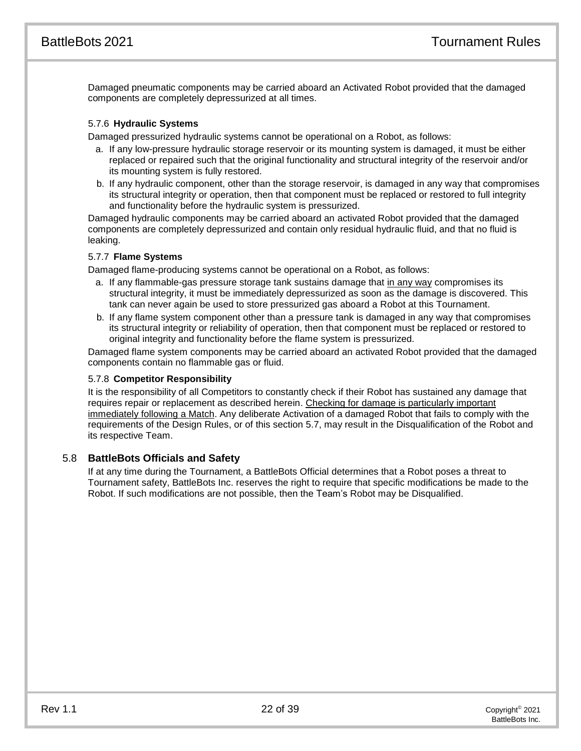Damaged pneumatic components may be carried aboard an Activated Robot provided that the damaged components are completely depressurized at all times.

#### 5.7.6 Hydraulic Systems

Damaged pressurized hydraulic systems cannot be operational on a Robot, as follows:

a. If any low-pressure hydraulic storage reservoir or its mounting system is damaged, it must be either replaced or repaired such that the original functionality and structural integrity of the reservoir and/or its mounting system is fully restored.
b. If any hydraulic component, other than the storage reservoir, is damaged in any way that compromises its structural integrity or operation, then that component must be replaced or restored to full integrity and functionality before the hydraulic system is pressurized.

Damaged hydraulic components may be carried aboard an activated Robot provided that the damaged components are completely depressurized and contain only residual hydraulic fluid, and that no fluid is leaking.

#### 5.7.7 Flame Systems

Damaged flame-producing systems cannot be operational on a Robot, as follows:

a. If any flammable-gas pressure storage tank sustains damage that <u>in any way</u> compromises its structural integrity, it must be immediately depressurized as soon as the damage is discovered. This tank can never again be used to store pressurized gas aboard a Robot at this Tournament.
b. If any flame system component other than a pressure tank is damaged in any way that compromises its structural integrity or reliability of operation, then that component must be replaced or restored to original integrity and functionality before the flame system is pressurized.

Damaged flame system components may be carried aboard an activated Robot provided that the damaged components contain no flammable gas or fluid.

#### 5.7.8 Competitor Responsibility

It is the responsibility of all Competitors to constantly check if their Robot has sustained any damage that requires repair or replacement as described herein. <u>Checking for damage is particularly important immediately following a Match</u>. Any deliberate Activation of a damaged Robot that fails to comply with the requirements of the Design Rules, or of this section 5.7, may result in the Disqualification of the Robot and its respective Team.

### 5.8 BattleBots Officials and Safety

If at any time during the Tournament, a BattleBots Official determines that a Robot poses a threat to Tournament safety, BattleBots Inc. reserves the right to require that specific modifications be made to the Robot. If such modifications are not possible, then the Team's Robot may be Disqualified.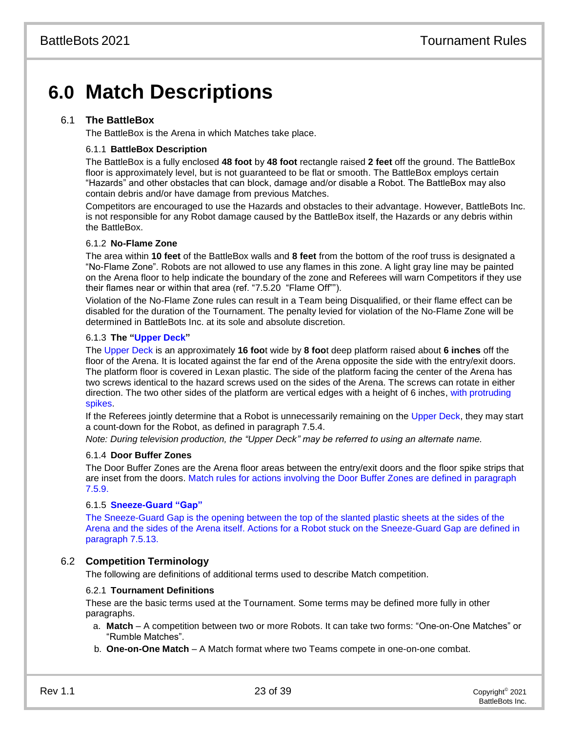# 6.0 Match Descriptions

## 6.1 The BattleBox

The BattleBox is the Arena in which Matches take place.

### 6.1.1 BattleBox Description

The BattleBox is a fully enclosed **48 foot** by **48 foot** rectangle raised **2 feet** off the ground. The BattleBox floor is approximately level, but is not guaranteed to be flat or smooth. The BattleBox employs certain "Hazards" and other obstacles that can block, damage and/or disable a Robot. The BattleBox may also contain debris and/or have damage from previous Matches.

Competitors are encouraged to use the Hazards and obstacles to their advantage. However, BattleBots Inc. is not responsible for any Robot damage caused by the BattleBox itself, the Hazards or any debris within the BattleBox.

### 6.1.2 No-Flame Zone

The area within **10 feet** of the BattleBox walls and **8 feet** from the bottom of the roof truss is designated a "No-Flame Zone". Robots are not allowed to use any flames in this zone. A light gray line may be painted on the Arena floor to help indicate the boundary of the zone and Referees will warn Competitors if they use their flames near or within that area (ref. "7.5.20 "Flame Off"").

Violation of the No-Flame Zone rules can result in a Team being Disqualified, or their flame effect can be disabled for the duration of the Tournament. The penalty levied for violation of the No-Flame Zone will be determined in BattleBots Inc. at its sole and absolute discretion.

### 6.1.3 The "Upper Deck"

The Upper Deck is an approximately **16 foo**t wide by **8 foo**t deep platform raised about **6 inches** off the floor of the Arena. It is located against the far end of the Arena opposite the side with the entry/exit doors. The platform floor is covered in Lexan plastic. The side of the platform facing the center of the Arena has two screws identical to the hazard screws used on the sides of the Arena. The screws can rotate in either direction. The two other sides of the platform are vertical edges with a height of 6 inches, with protruding spikes.

If the Referees jointly determine that a Robot is unnecessarily remaining on the Upper Deck, they may start a count-down for the Robot, as defined in paragraph 7.5.4.

*Note: During television production, the "Upper Deck" may be referred to using an alternate name.*

### 6.1.4 Door Buffer Zones

The Door Buffer Zones are the Arena floor areas between the entry/exit doors and the floor spike strips that are inset from the doors. Match rules for actions involving the Door Buffer Zones are defined in paragraph 7.5.9.

### 6.1.5 Sneeze-Guard "Gap"

The Sneeze-Guard Gap is the opening between the top of the slanted plastic sheets at the sides of the Arena and the sides of the Arena itself. Actions for a Robot stuck on the Sneeze-Guard Gap are defined in paragraph 7.5.13.

## 6.2 Competition Terminology

The following are definitions of additional terms used to describe Match competition.

### 6.2.1 Tournament Definitions

These are the basic terms used at the Tournament. Some terms may be defined more fully in other paragraphs.

a. **Match** – A competition between two or more Robots. It can take two forms: "One-on-One Matches" or "Rumble Matches".
b. **One-on-One Match** – A Match format where two Teams compete in one-on-one combat.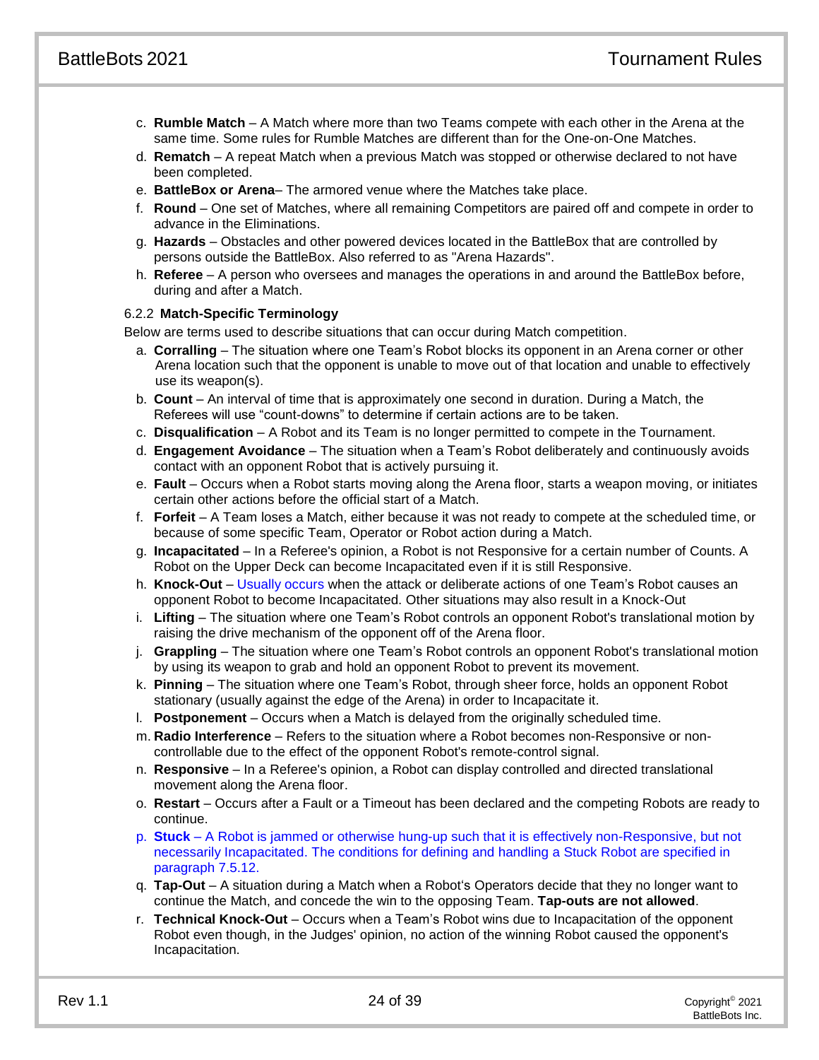c. **Rumble Match** – A Match where more than two Teams compete with each other in the Arena at the same time. Some rules for Rumble Matches are different than for the One-on-One Matches.
d. **Rematch** – A repeat Match when a previous Match was stopped or otherwise declared to not have been completed.
e. **BattleBox or Arena**– The armored venue where the Matches take place.
f. **Round** – One set of Matches, where all remaining Competitors are paired off and compete in order to advance in the Eliminations.
g. **Hazards** – Obstacles and other powered devices located in the BattleBox that are controlled by persons outside the BattleBox. Also referred to as "Arena Hazards".
h. **Referee** – A person who oversees and manages the operations in and around the BattleBox before, during and after a Match.

6.2.2 **Match-Specific Terminology**

Below are terms used to describe situations that can occur during Match competition.

a. **Corralling** – The situation where one Team's Robot blocks its opponent in an Arena corner or other Arena location such that the opponent is unable to move out of that location and unable to effectively use its weapon(s).
b. **Count** – An interval of time that is approximately one second in duration. During a Match, the Referees will use "count-downs" to determine if certain actions are to be taken.
c. **Disqualification** – A Robot and its Team is no longer permitted to compete in the Tournament.
d. **Engagement Avoidance** – The situation when a Team's Robot deliberately and continuously avoids contact with an opponent Robot that is actively pursuing it.
e. **Fault** – Occurs when a Robot starts moving along the Arena floor, starts a weapon moving, or initiates certain other actions before the official start of a Match.
f. **Forfeit** – A Team loses a Match, either because it was not ready to compete at the scheduled time, or because of some specific Team, Operator or Robot action during a Match.
g. **Incapacitated** – In a Referee's opinion, a Robot is not Responsive for a certain number of Counts. A Robot on the Upper Deck can become Incapacitated even if it is still Responsive.
h. **Knock-Out** – Usually occurs when the attack or deliberate actions of one Team's Robot causes an opponent Robot to become Incapacitated. Other situations may also result in a Knock-Out
i. **Lifting** – The situation where one Team's Robot controls an opponent Robot's translational motion by raising the drive mechanism of the opponent off of the Arena floor.
j. **Grappling** – The situation where one Team's Robot controls an opponent Robot's translational motion by using its weapon to grab and hold an opponent Robot to prevent its movement.
k. **Pinning** – The situation where one Team's Robot, through sheer force, holds an opponent Robot stationary (usually against the edge of the Arena) in order to Incapacitate it.
l. **Postponement** – Occurs when a Match is delayed from the originally scheduled time.
m. **Radio Interference** – Refers to the situation where a Robot becomes non-Responsive or non-controllable due to the effect of the opponent Robot's remote-control signal.
n. **Responsive** – In a Referee's opinion, a Robot can display controlled and directed translational movement along the Arena floor.
o. **Restart** – Occurs after a Fault or a Timeout has been declared and the competing Robots are ready to continue.
p. **Stuck** – A Robot is jammed or otherwise hung-up such that it is effectively non-Responsive, but not necessarily Incapacitated. The conditions for defining and handling a Stuck Robot are specified in paragraph 7.5.12.
q. **Tap-Out** – A situation during a Match when a Robot's Operators decide that they no longer want to continue the Match, and concede the win to the opposing Team. **Tap-outs are not allowed**.
r. **Technical Knock-Out** – Occurs when a Team's Robot wins due to Incapacitation of the opponent Robot even though, in the Judges' opinion, no action of the winning Robot caused the opponent's Incapacitation.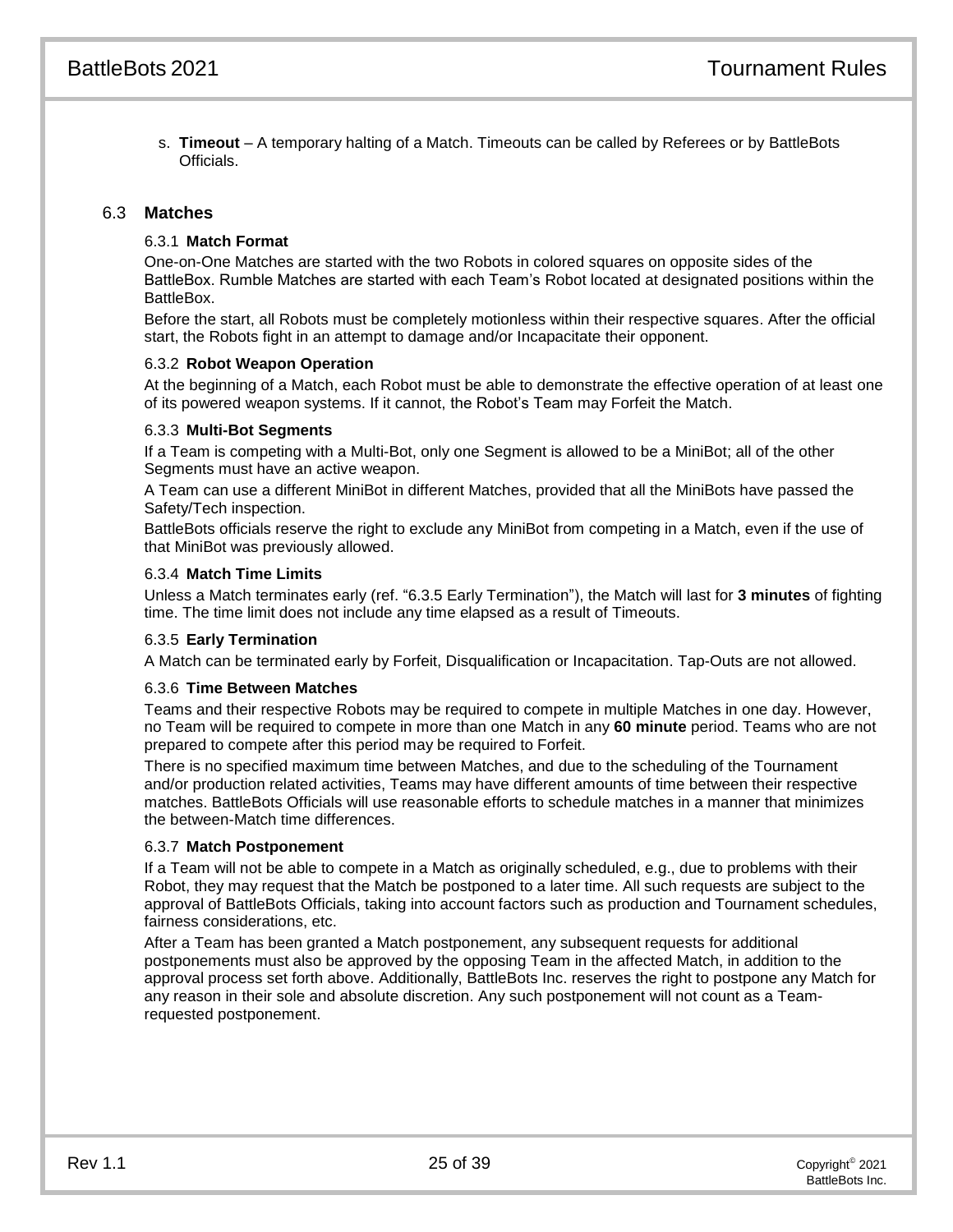s. **Timeout** – A temporary halting of a Match. Timeouts can be called by Referees or by BattleBots Officials.

## 6.3 Matches

### 6.3.1 Match Format

One-on-One Matches are started with the two Robots in colored squares on opposite sides of the BattleBox. Rumble Matches are started with each Team's Robot located at designated positions within the BattleBox.

Before the start, all Robots must be completely motionless within their respective squares. After the official start, the Robots fight in an attempt to damage and/or Incapacitate their opponent.

### 6.3.2 Robot Weapon Operation

At the beginning of a Match, each Robot must be able to demonstrate the effective operation of at least one of its powered weapon systems. If it cannot, the Robot's Team may Forfeit the Match.

### 6.3.3 Multi-Bot Segments

If a Team is competing with a Multi-Bot, only one Segment is allowed to be a MiniBot; all of the other Segments must have an active weapon.

A Team can use a different MiniBot in different Matches, provided that all the MiniBots have passed the Safety/Tech inspection.

BattleBots officials reserve the right to exclude any MiniBot from competing in a Match, even if the use of that MiniBot was previously allowed.

### 6.3.4 Match Time Limits

Unless a Match terminates early (ref. "6.3.5 Early Termination"), the Match will last for **3 minutes** of fighting time. The time limit does not include any time elapsed as a result of Timeouts.

### 6.3.5 Early Termination

A Match can be terminated early by Forfeit, Disqualification or Incapacitation. Tap-Outs are not allowed.

### 6.3.6 Time Between Matches

Teams and their respective Robots may be required to compete in multiple Matches in one day. However, no Team will be required to compete in more than one Match in any **60 minute** period. Teams who are not prepared to compete after this period may be required to Forfeit.

There is no specified maximum time between Matches, and due to the scheduling of the Tournament and/or production related activities, Teams may have different amounts of time between their respective matches. BattleBots Officials will use reasonable efforts to schedule matches in a manner that minimizes the between-Match time differences.

### 6.3.7 Match Postponement

If a Team will not be able to compete in a Match as originally scheduled, e.g., due to problems with their Robot, they may request that the Match be postponed to a later time. All such requests are subject to the approval of BattleBots Officials, taking into account factors such as production and Tournament schedules, fairness considerations, etc.

After a Team has been granted a Match postponement, any subsequent requests for additional postponements must also be approved by the opposing Team in the affected Match, in addition to the approval process set forth above. Additionally, BattleBots Inc. reserves the right to postpone any Match for any reason in their sole and absolute discretion. Any such postponement will not count as a Team-requested postponement.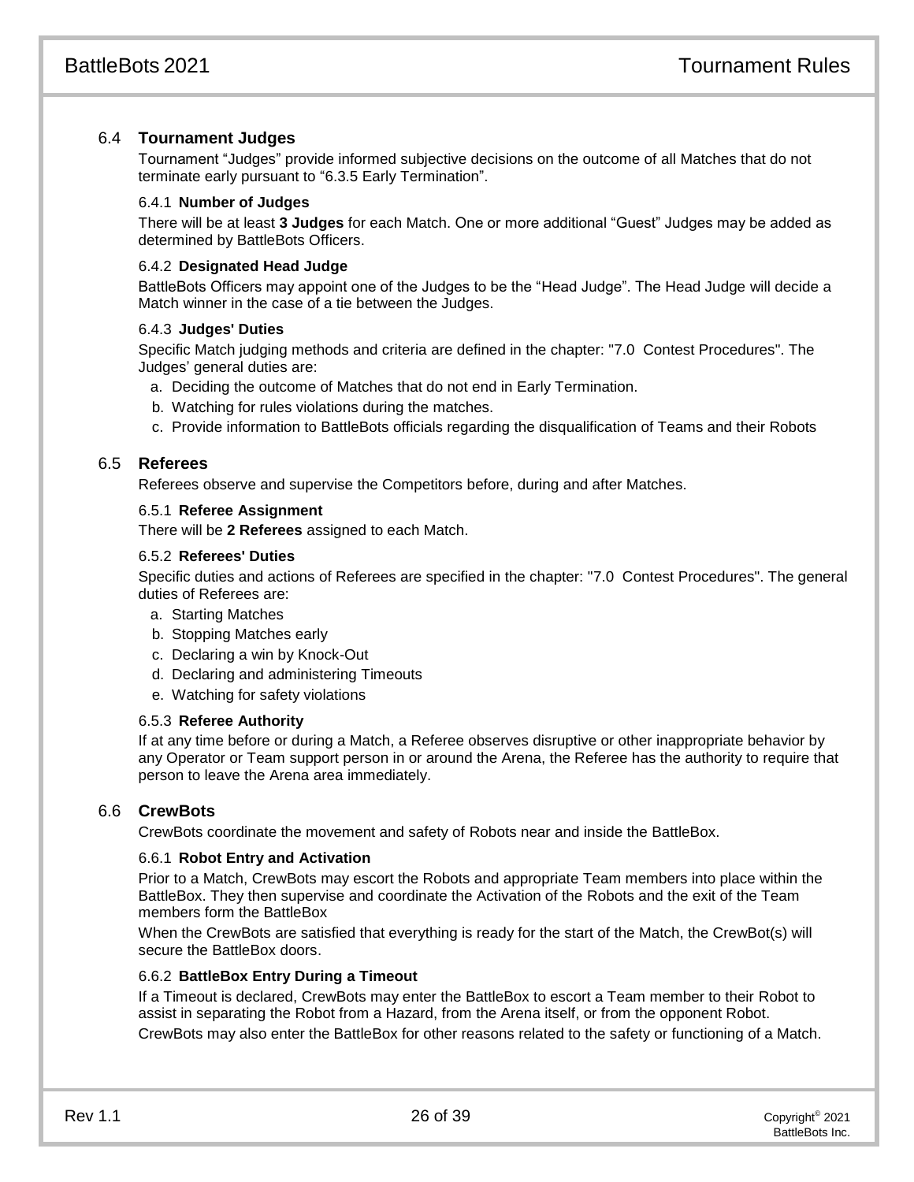## 6.4 Tournament Judges

Tournament "Judges" provide informed subjective decisions on the outcome of all Matches that do not terminate early pursuant to "6.3.5 Early Termination".

### 6.4.1 Number of Judges

There will be at least **3 Judges** for each Match. One or more additional "Guest" Judges may be added as determined by BattleBots Officers.

### 6.4.2 Designated Head Judge

BattleBots Officers may appoint one of the Judges to be the "Head Judge". The Head Judge will decide a Match winner in the case of a tie between the Judges.

### 6.4.3 Judges' Duties

Specific Match judging methods and criteria are defined in the chapter: "7.0 Contest Procedures". The Judges' general duties are:

a. Deciding the outcome of Matches that do not end in Early Termination.
b. Watching for rules violations during the matches.
c. Provide information to BattleBots officials regarding the disqualification of Teams and their Robots

## 6.5 Referees

Referees observe and supervise the Competitors before, during and after Matches.

### 6.5.1 Referee Assignment

There will be **2 Referees** assigned to each Match.

### 6.5.2 Referees' Duties

Specific duties and actions of Referees are specified in the chapter: "7.0 Contest Procedures". The general duties of Referees are:

a. Starting Matches
b. Stopping Matches early
c. Declaring a win by Knock-Out
d. Declaring and administering Timeouts
e. Watching for safety violations

### 6.5.3 Referee Authority

If at any time before or during a Match, a Referee observes disruptive or other inappropriate behavior by any Operator or Team support person in or around the Arena, the Referee has the authority to require that person to leave the Arena area immediately.

## 6.6 CrewBots

CrewBots coordinate the movement and safety of Robots near and inside the BattleBox.

### 6.6.1 Robot Entry and Activation

Prior to a Match, CrewBots may escort the Robots and appropriate Team members into place within the BattleBox. They then supervise and coordinate the Activation of the Robots and the exit of the Team members form the BattleBox

When the CrewBots are satisfied that everything is ready for the start of the Match, the CrewBot(s) will secure the BattleBox doors.

### 6.6.2 BattleBox Entry During a Timeout

If a Timeout is declared, CrewBots may enter the BattleBox to escort a Team member to their Robot to assist in separating the Robot from a Hazard, from the Arena itself, or from the opponent Robot.

CrewBots may also enter the BattleBox for other reasons related to the safety or functioning of a Match.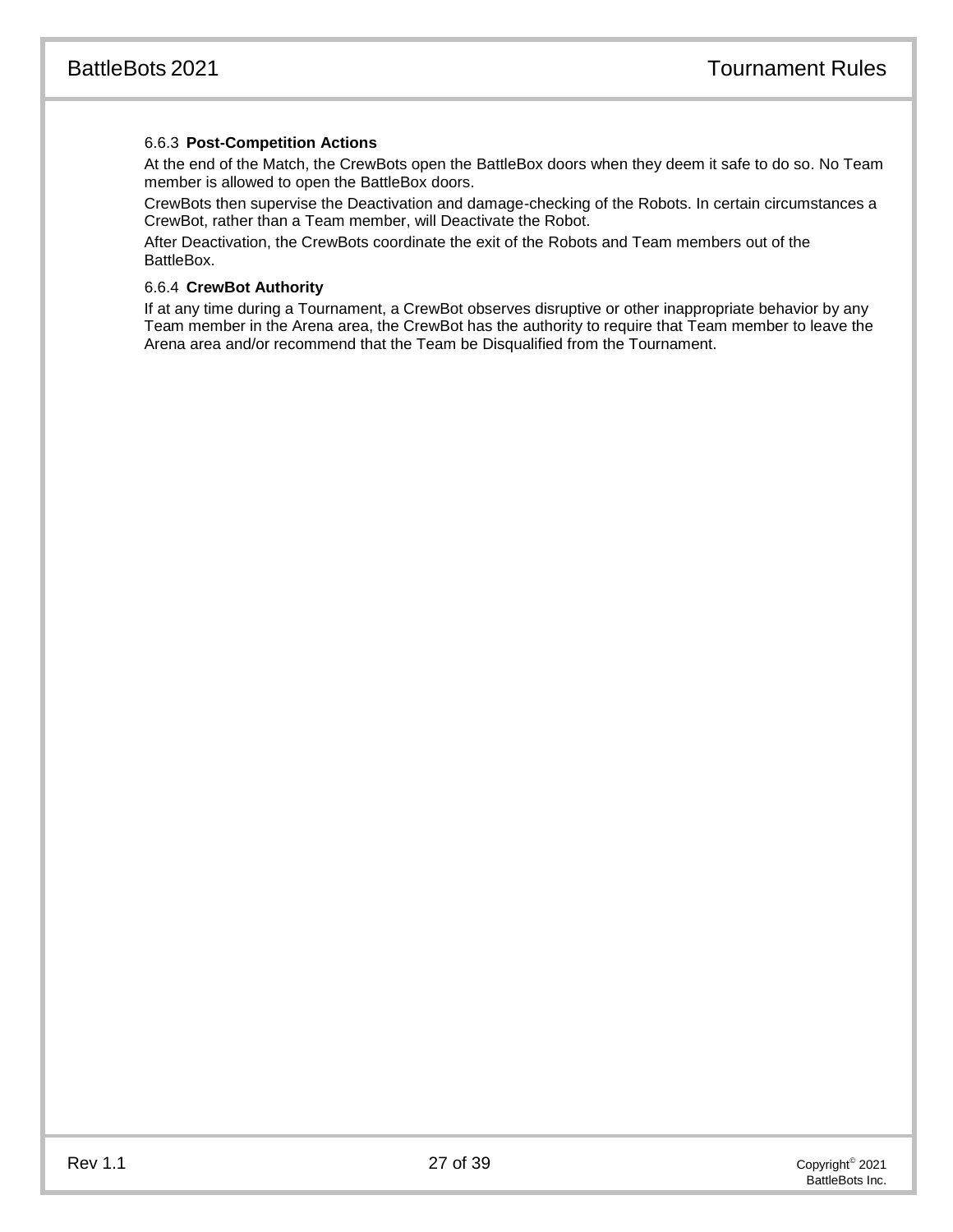#### 6.6.3 **Post-Competition Actions**

At the end of the Match, the CrewBots open the BattleBox doors when they deem it safe to do so. No Team member is allowed to open the BattleBox doors.

CrewBots then supervise the Deactivation and damage-checking of the Robots. In certain circumstances a CrewBot, rather than a Team member, will Deactivate the Robot.

After Deactivation, the CrewBots coordinate the exit of the Robots and Team members out of the BattleBox.

#### 6.6.4 **CrewBot Authority**

If at any time during a Tournament, a CrewBot observes disruptive or other inappropriate behavior by any Team member in the Arena area, the CrewBot has the authority to require that Team member to leave the Arena area and/or recommend that the Team be Disqualified from the Tournament.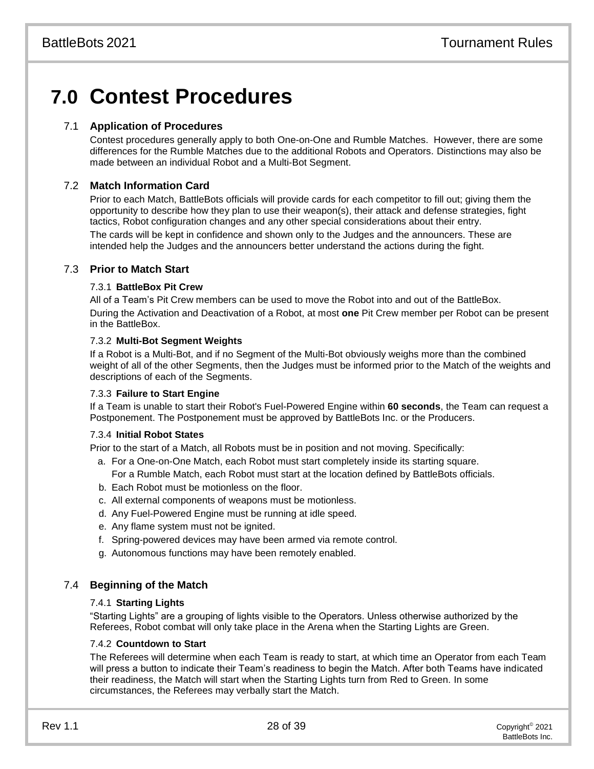# 7.0 Contest Procedures

## 7.1 Application of Procedures

Contest procedures generally apply to both One-on-One and Rumble Matches. However, there are some differences for the Rumble Matches due to the additional Robots and Operators. Distinctions may also be made between an individual Robot and a Multi-Bot Segment.

## 7.2 Match Information Card

Prior to each Match, BattleBots officials will provide cards for each competitor to fill out; giving them the opportunity to describe how they plan to use their weapon(s), their attack and defense strategies, fight tactics, Robot configuration changes and any other special considerations about their entry.

The cards will be kept in confidence and shown only to the Judges and the announcers. These are intended help the Judges and the announcers better understand the actions during the fight.

## 7.3 Prior to Match Start

### 7.3.1 BattleBox Pit Crew

All of a Team's Pit Crew members can be used to move the Robot into and out of the BattleBox.

During the Activation and Deactivation of a Robot, at most **one** Pit Crew member per Robot can be present in the BattleBox.

### 7.3.2 Multi-Bot Segment Weights

If a Robot is a Multi-Bot, and if no Segment of the Multi-Bot obviously weighs more than the combined weight of all of the other Segments, then the Judges must be informed prior to the Match of the weights and descriptions of each of the Segments.

### 7.3.3 Failure to Start Engine

If a Team is unable to start their Robot's Fuel-Powered Engine within **60 seconds**, the Team can request a Postponement. The Postponement must be approved by BattleBots Inc. or the Producers.

### 7.3.4 Initial Robot States

Prior to the start of a Match, all Robots must be in position and not moving. Specifically:

a. For a One-on-One Match, each Robot must start completely inside its starting square.
   For a Rumble Match, each Robot must start at the location defined by BattleBots officials.
b. Each Robot must be motionless on the floor.
c. All external components of weapons must be motionless.
d. Any Fuel-Powered Engine must be running at idle speed.
e. Any flame system must not be ignited.
f. Spring-powered devices may have been armed via remote control.
g. Autonomous functions may have been remotely enabled.

## 7.4 Beginning of the Match

### 7.4.1 Starting Lights

"Starting Lights" are a grouping of lights visible to the Operators. Unless otherwise authorized by the Referees, Robot combat will only take place in the Arena when the Starting Lights are Green.

### 7.4.2 Countdown to Start

The Referees will determine when each Team is ready to start, at which time an Operator from each Team will press a button to indicate their Team's readiness to begin the Match. After both Teams have indicated their readiness, the Match will start when the Starting Lights turn from Red to Green. In some circumstances, the Referees may verbally start the Match.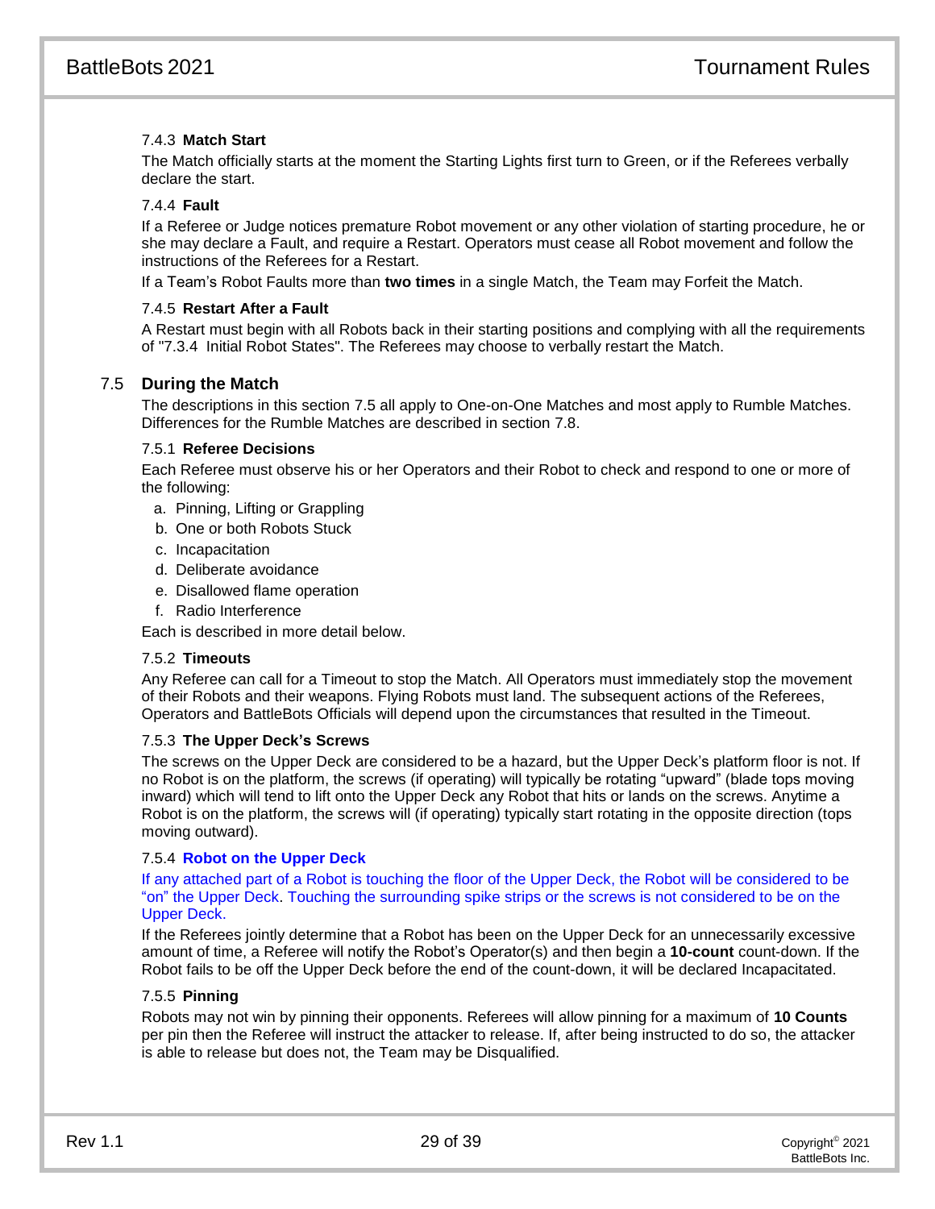7.4.3 **Match Start**

The Match officially starts at the moment the Starting Lights first turn to Green, or if the Referees verbally declare the start.

7.4.4 **Fault**

If a Referee or Judge notices premature Robot movement or any other violation of starting procedure, he or she may declare a Fault, and require a Restart. Operators must cease all Robot movement and follow the instructions of the Referees for a Restart.

If a Team's Robot Faults more than **two times** in a single Match, the Team may Forfeit the Match.

7.4.5 **Restart After a Fault**

A Restart must begin with all Robots back in their starting positions and complying with all the requirements of "7.3.4 Initial Robot States". The Referees may choose to verbally restart the Match.

## 7.5 During the Match

The descriptions in this section 7.5 all apply to One-on-One Matches and most apply to Rumble Matches. Differences for the Rumble Matches are described in section 7.8.

7.5.1 **Referee Decisions**

Each Referee must observe his or her Operators and their Robot to check and respond to one or more of the following:

a. Pinning, Lifting or Grappling
b. One or both Robots Stuck
c. Incapacitation
d. Deliberate avoidance
e. Disallowed flame operation
f. Radio Interference

Each is described in more detail below.

7.5.2 **Timeouts**

Any Referee can call for a Timeout to stop the Match. All Operators must immediately stop the movement of their Robots and their weapons. Flying Robots must land. The subsequent actions of the Referees, Operators and BattleBots Officials will depend upon the circumstances that resulted in the Timeout.

7.5.3 **The Upper Deck's Screws**

The screws on the Upper Deck are considered to be a hazard, but the Upper Deck's platform floor is not. If no Robot is on the platform, the screws (if operating) will typically be rotating "upward" (blade tops moving inward) which will tend to lift onto the Upper Deck any Robot that hits or lands on the screws. Anytime a Robot is on the platform, the screws will (if operating) typically start rotating in the opposite direction (tops moving outward).

7.5.4 **Robot on the Upper Deck**

If any attached part of a Robot is touching the floor of the Upper Deck, the Robot will be considered to be "on" the Upper Deck. Touching the surrounding spike strips or the screws is not considered to be on the Upper Deck.

If the Referees jointly determine that a Robot has been on the Upper Deck for an unnecessarily excessive amount of time, a Referee will notify the Robot's Operator(s) and then begin a **10-count** count-down. If the Robot fails to be off the Upper Deck before the end of the count-down, it will be declared Incapacitated.

7.5.5 **Pinning**

Robots may not win by pinning their opponents. Referees will allow pinning for a maximum of **10 Counts** per pin then the Referee will instruct the attacker to release. If, after being instructed to do so, the attacker is able to release but does not, the Team may be Disqualified.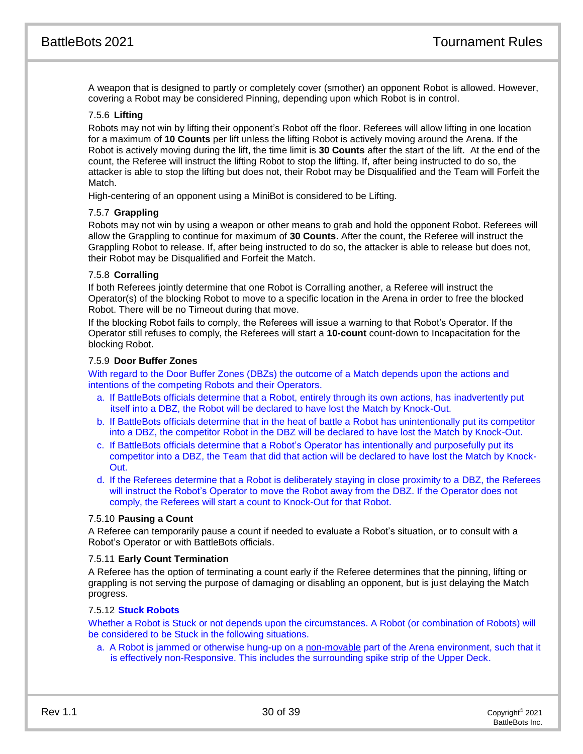A weapon that is designed to partly or completely cover (smother) an opponent Robot is allowed. However, covering a Robot may be considered Pinning, depending upon which Robot is in control.

#### 7.5.6 **Lifting**

Robots may not win by lifting their opponent's Robot off the floor. Referees will allow lifting in one location for a maximum of **10 Counts** per lift unless the lifting Robot is actively moving around the Arena. If the Robot is actively moving during the lift, the time limit is **30 Counts** after the start of the lift. At the end of the count, the Referee will instruct the lifting Robot to stop the lifting. If, after being instructed to do so, the attacker is able to stop the lifting but does not, their Robot may be Disqualified and the Team will Forfeit the Match.

High-centering of an opponent using a MiniBot is considered to be Lifting.

#### 7.5.7 **Grappling**

Robots may not win by using a weapon or other means to grab and hold the opponent Robot. Referees will allow the Grappling to continue for maximum of **30 Counts**. After the count, the Referee will instruct the Grappling Robot to release. If, after being instructed to do so, the attacker is able to release but does not, their Robot may be Disqualified and Forfeit the Match.

#### 7.5.8 **Corralling**

If both Referees jointly determine that one Robot is Corralling another, a Referee will instruct the Operator(s) of the blocking Robot to move to a specific location in the Arena in order to free the blocked Robot. There will be no Timeout during that move.

If the blocking Robot fails to comply, the Referees will issue a warning to that Robot's Operator. If the Operator still refuses to comply, the Referees will start a **10-count** count-down to Incapacitation for the blocking Robot.

#### 7.5.9 **Door Buffer Zones**

With regard to the Door Buffer Zones (DBZs) the outcome of a Match depends upon the actions and intentions of the competing Robots and their Operators.

a. If BattleBots officials determine that a Robot, entirely through its own actions, has inadvertently put itself into a DBZ, the Robot will be declared to have lost the Match by Knock-Out.
b. If BattleBots officials determine that in the heat of battle a Robot has unintentionally put its competitor into a DBZ, the competitor Robot in the DBZ will be declared to have lost the Match by Knock-Out.
c. If BattleBots officials determine that a Robot's Operator has intentionally and purposefully put its competitor into a DBZ, the Team that did that action will be declared to have lost the Match by Knock-Out.
d. If the Referees determine that a Robot is deliberately staying in close proximity to a DBZ, the Referees will instruct the Robot's Operator to move the Robot away from the DBZ. If the Operator does not comply, the Referees will start a count to Knock-Out for that Robot.

#### 7.5.10 **Pausing a Count**

A Referee can temporarily pause a count if needed to evaluate a Robot's situation, or to consult with a Robot's Operator or with BattleBots officials.

#### 7.5.11 **Early Count Termination**

A Referee has the option of terminating a count early if the Referee determines that the pinning, lifting or grappling is not serving the purpose of damaging or disabling an opponent, but is just delaying the Match progress.

#### 7.5.12 **Stuck Robots**

Whether a Robot is Stuck or not depends upon the circumstances. A Robot (or combination of Robots) will be considered to be Stuck in the following situations.

a. A Robot is jammed or otherwise hung-up on a non-movable part of the Arena environment, such that it is effectively non-Responsive. This includes the surrounding spike strip of the Upper Deck.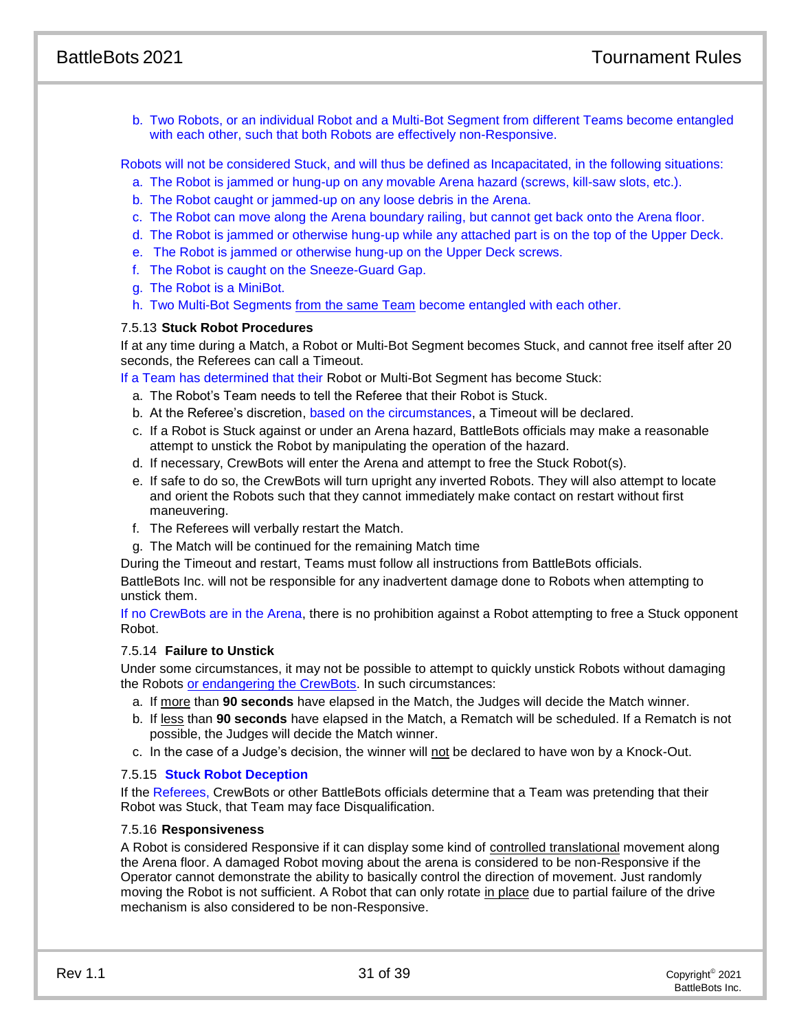b. Two Robots, or an individual Robot and a Multi-Bot Segment from different Teams become entangled with each other, such that both Robots are effectively non-Responsive.

Robots will not be considered Stuck, and will thus be defined as Incapacitated, in the following situations:

a. The Robot is jammed or hung-up on any movable Arena hazard (screws, kill-saw slots, etc.).
b. The Robot caught or jammed-up on any loose debris in the Arena.
c. The Robot can move along the Arena boundary railing, but cannot get back onto the Arena floor.
d. The Robot is jammed or otherwise hung-up while any attached part is on the top of the Upper Deck.
e. The Robot is jammed or otherwise hung-up on the Upper Deck screws.
f. The Robot is caught on the Sneeze-Guard Gap.
g. The Robot is a MiniBot.
h. Two Multi-Bot Segments from the same Team become entangled with each other.

#### 7.5.13 **Stuck Robot Procedures**

If at any time during a Match, a Robot or Multi-Bot Segment becomes Stuck, and cannot free itself after 20 seconds, the Referees can call a Timeout.

If a Team has determined that their Robot or Multi-Bot Segment has become Stuck:

a. The Robot's Team needs to tell the Referee that their Robot is Stuck.
b. At the Referee's discretion, based on the circumstances, a Timeout will be declared.
c. If a Robot is Stuck against or under an Arena hazard, BattleBots officials may make a reasonable attempt to unstick the Robot by manipulating the operation of the hazard.
d. If necessary, CrewBots will enter the Arena and attempt to free the Stuck Robot(s).
e. If safe to do so, the CrewBots will turn upright any inverted Robots. They will also attempt to locate and orient the Robots such that they cannot immediately make contact on restart without first maneuvering.
f. The Referees will verbally restart the Match.
g. The Match will be continued for the remaining Match time

During the Timeout and restart, Teams must follow all instructions from BattleBots officials.

BattleBots Inc. will not be responsible for any inadvertent damage done to Robots when attempting to unstick them.

If no CrewBots are in the Arena, there is no prohibition against a Robot attempting to free a Stuck opponent Robot.

#### 7.5.14 **Failure to Unstick**

Under some circumstances, it may not be possible to attempt to quickly unstick Robots without damaging the Robots or endangering the CrewBots. In such circumstances:

a. If more than **90 seconds** have elapsed in the Match, the Judges will decide the Match winner.
b. If less than **90 seconds** have elapsed in the Match, a Rematch will be scheduled. If a Rematch is not possible, the Judges will decide the Match winner.
c. In the case of a Judge's decision, the winner will not be declared to have won by a Knock-Out.

#### 7.5.15 **Stuck Robot Deception**

If the Referees, CrewBots or other BattleBots officials determine that a Team was pretending that their Robot was Stuck, that Team may face Disqualification.

#### 7.5.16 **Responsiveness**

A Robot is considered Responsive if it can display some kind of controlled translational movement along the Arena floor. A damaged Robot moving about the arena is considered to be non-Responsive if the Operator cannot demonstrate the ability to basically control the direction of movement. Just randomly moving the Robot is not sufficient. A Robot that can only rotate in place due to partial failure of the drive mechanism is also considered to be non-Responsive.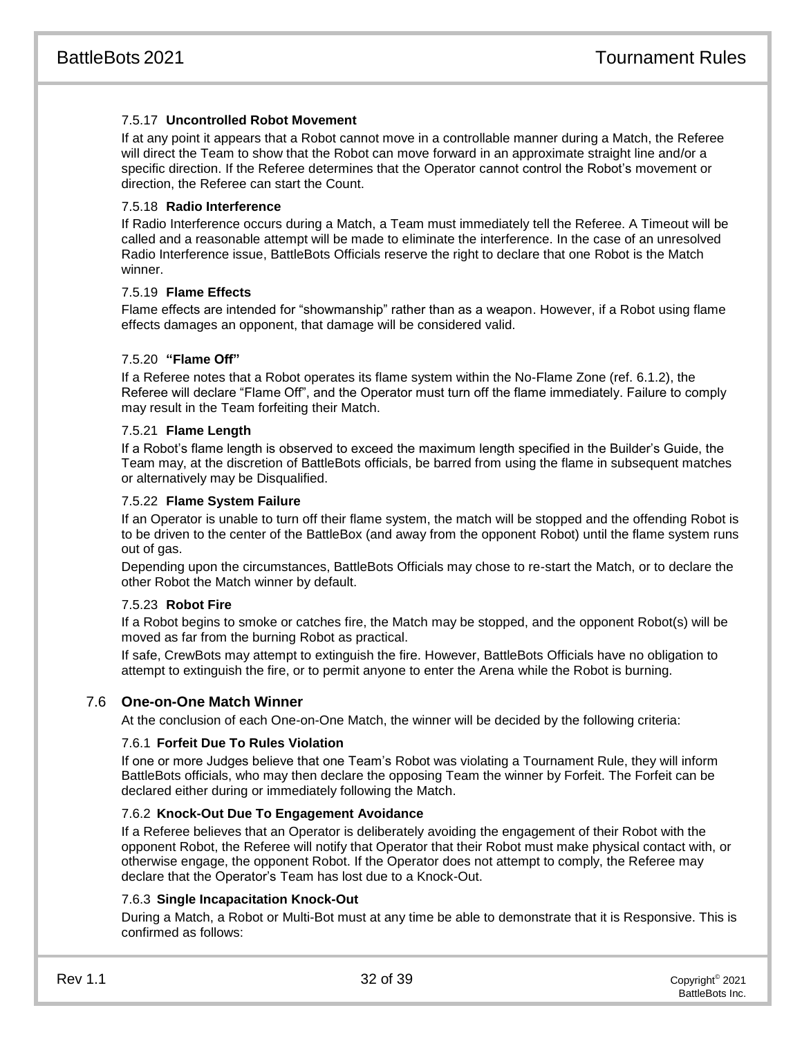#### 7.5.17 **Uncontrolled Robot Movement**

If at any point it appears that a Robot cannot move in a controllable manner during a Match, the Referee will direct the Team to show that the Robot can move forward in an approximate straight line and/or a specific direction. If the Referee determines that the Operator cannot control the Robot's movement or direction, the Referee can start the Count.

#### 7.5.18 **Radio Interference**

If Radio Interference occurs during a Match, a Team must immediately tell the Referee. A Timeout will be called and a reasonable attempt will be made to eliminate the interference. In the case of an unresolved Radio Interference issue, BattleBots Officials reserve the right to declare that one Robot is the Match winner.

#### 7.5.19 **Flame Effects**

Flame effects are intended for "showmanship" rather than as a weapon. However, if a Robot using flame effects damages an opponent, that damage will be considered valid.

#### 7.5.20 **"Flame Off"**

If a Referee notes that a Robot operates its flame system within the No-Flame Zone (ref. 6.1.2), the Referee will declare "Flame Off", and the Operator must turn off the flame immediately. Failure to comply may result in the Team forfeiting their Match.

#### 7.5.21 **Flame Length**

If a Robot's flame length is observed to exceed the maximum length specified in the Builder's Guide, the Team may, at the discretion of BattleBots officials, be barred from using the flame in subsequent matches or alternatively may be Disqualified.

#### 7.5.22 **Flame System Failure**

If an Operator is unable to turn off their flame system, the match will be stopped and the offending Robot is to be driven to the center of the BattleBox (and away from the opponent Robot) until the flame system runs out of gas.

Depending upon the circumstances, BattleBots Officials may chose to re-start the Match, or to declare the other Robot the Match winner by default.

#### 7.5.23 **Robot Fire**

If a Robot begins to smoke or catches fire, the Match may be stopped, and the opponent Robot(s) will be moved as far from the burning Robot as practical.

If safe, CrewBots may attempt to extinguish the fire. However, BattleBots Officials have no obligation to attempt to extinguish the fire, or to permit anyone to enter the Arena while the Robot is burning.

### 7.6 **One-on-One Match Winner**

At the conclusion of each One-on-One Match, the winner will be decided by the following criteria:

#### 7.6.1 **Forfeit Due To Rules Violation**

If one or more Judges believe that one Team's Robot was violating a Tournament Rule, they will inform BattleBots officials, who may then declare the opposing Team the winner by Forfeit. The Forfeit can be declared either during or immediately following the Match.

#### 7.6.2 **Knock-Out Due To Engagement Avoidance**

If a Referee believes that an Operator is deliberately avoiding the engagement of their Robot with the opponent Robot, the Referee will notify that Operator that their Robot must make physical contact with, or otherwise engage, the opponent Robot. If the Operator does not attempt to comply, the Referee may declare that the Operator's Team has lost due to a Knock-Out.

#### 7.6.3 **Single Incapacitation Knock-Out**

During a Match, a Robot or Multi-Bot must at any time be able to demonstrate that it is Responsive. This is confirmed as follows: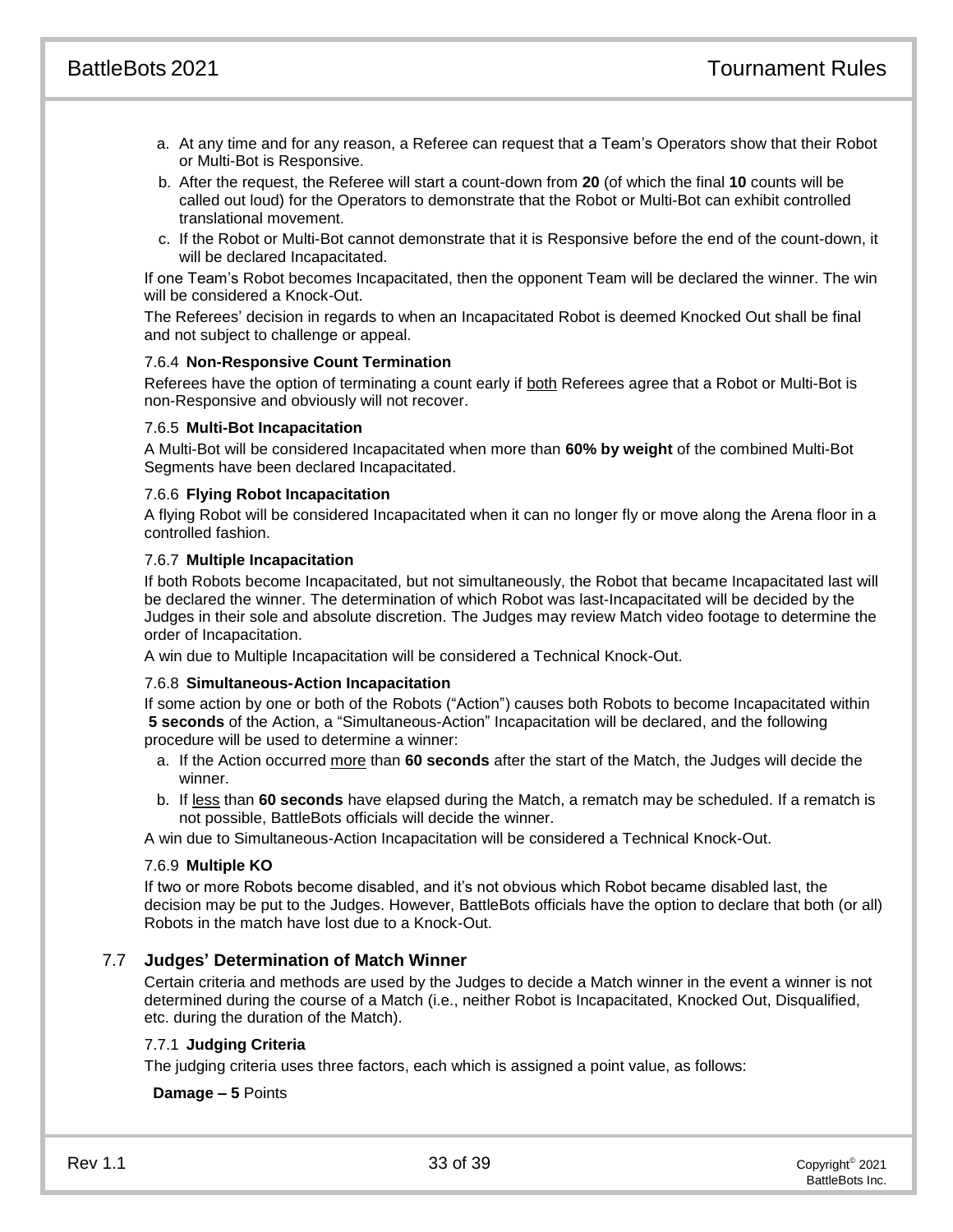a. At any time and for any reason, a Referee can request that a Team's Operators show that their Robot or Multi-Bot is Responsive.
b. After the request, the Referee will start a count-down from **20** (of which the final **10** counts will be called out loud) for the Operators to demonstrate that the Robot or Multi-Bot can exhibit controlled translational movement.
c. If the Robot or Multi-Bot cannot demonstrate that it is Responsive before the end of the count-down, it will be declared Incapacitated.

If one Team's Robot becomes Incapacitated, then the opponent Team will be declared the winner. The win will be considered a Knock-Out.

The Referees' decision in regards to when an Incapacitated Robot is deemed Knocked Out shall be final and not subject to challenge or appeal.

#### 7.6.4 **Non-Responsive Count Termination**

Referees have the option of terminating a count early if both Referees agree that a Robot or Multi-Bot is non-Responsive and obviously will not recover.

#### 7.6.5 **Multi-Bot Incapacitation**

A Multi-Bot will be considered Incapacitated when more than **60% by weight** of the combined Multi-Bot Segments have been declared Incapacitated.

#### 7.6.6 **Flying Robot Incapacitation**

A flying Robot will be considered Incapacitated when it can no longer fly or move along the Arena floor in a controlled fashion.

#### 7.6.7 **Multiple Incapacitation**

If both Robots become Incapacitated, but not simultaneously, the Robot that became Incapacitated last will be declared the winner. The determination of which Robot was last-Incapacitated will be decided by the Judges in their sole and absolute discretion. The Judges may review Match video footage to determine the order of Incapacitation.

A win due to Multiple Incapacitation will be considered a Technical Knock-Out.

#### 7.6.8 **Simultaneous-Action Incapacitation**

If some action by one or both of the Robots ("Action") causes both Robots to become Incapacitated within **5 seconds** of the Action, a "Simultaneous-Action" Incapacitation will be declared, and the following procedure will be used to determine a winner:

a. If the Action occurred more than **60 seconds** after the start of the Match, the Judges will decide the winner.
b. If less than **60 seconds** have elapsed during the Match, a rematch may be scheduled. If a rematch is not possible, BattleBots officials will decide the winner.

A win due to Simultaneous-Action Incapacitation will be considered a Technical Knock-Out.

#### 7.6.9 **Multiple KO**

If two or more Robots become disabled, and it's not obvious which Robot became disabled last, the decision may be put to the Judges. However, BattleBots officials have the option to declare that both (or all) Robots in the match have lost due to a Knock-Out.

### 7.7 **Judges' Determination of Match Winner**

Certain criteria and methods are used by the Judges to decide a Match winner in the event a winner is not determined during the course of a Match (i.e., neither Robot is Incapacitated, Knocked Out, Disqualified, etc. during the duration of the Match).

#### 7.7.1 **Judging Criteria**

The judging criteria uses three factors, each which is assigned a point value, as follows:

**Damage – 5** Points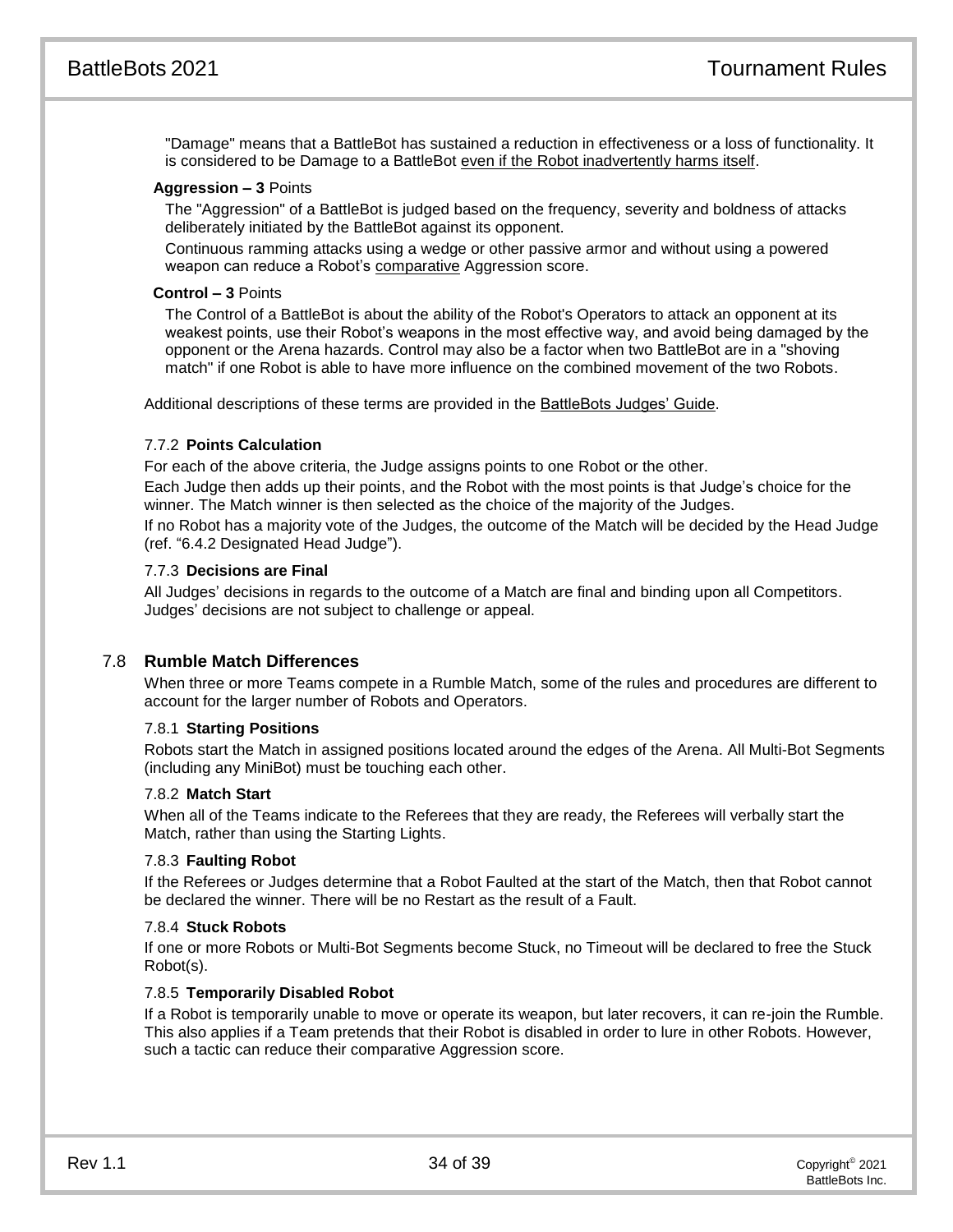"Damage" means that a BattleBot has sustained a reduction in effectiveness or a loss of functionality. It is considered to be Damage to a BattleBot even if the Robot inadvertently harms itself.

**Aggression – 3** Points

The "Aggression" of a BattleBot is judged based on the frequency, severity and boldness of attacks deliberately initiated by the BattleBot against its opponent.

Continuous ramming attacks using a wedge or other passive armor and without using a powered weapon can reduce a Robot's comparative Aggression score.

**Control – 3** Points

The Control of a BattleBot is about the ability of the Robot's Operators to attack an opponent at its weakest points, use their Robot's weapons in the most effective way, and avoid being damaged by the opponent or the Arena hazards. Control may also be a factor when two BattleBot are in a "shoving match" if one Robot is able to have more influence on the combined movement of the two Robots.

Additional descriptions of these terms are provided in the BattleBots Judges' Guide.

#### 7.7.2 Points Calculation

For each of the above criteria, the Judge assigns points to one Robot or the other.

Each Judge then adds up their points, and the Robot with the most points is that Judge's choice for the winner. The Match winner is then selected as the choice of the majority of the Judges.

If no Robot has a majority vote of the Judges, the outcome of the Match will be decided by the Head Judge (ref. "6.4.2 Designated Head Judge").

#### 7.7.3 Decisions are Final

All Judges' decisions in regards to the outcome of a Match are final and binding upon all Competitors. Judges' decisions are not subject to challenge or appeal.

### 7.8 Rumble Match Differences

When three or more Teams compete in a Rumble Match, some of the rules and procedures are different to account for the larger number of Robots and Operators.

#### 7.8.1 Starting Positions

Robots start the Match in assigned positions located around the edges of the Arena. All Multi-Bot Segments (including any MiniBot) must be touching each other.

#### 7.8.2 Match Start

When all of the Teams indicate to the Referees that they are ready, the Referees will verbally start the Match, rather than using the Starting Lights.

#### 7.8.3 Faulting Robot

If the Referees or Judges determine that a Robot Faulted at the start of the Match, then that Robot cannot be declared the winner. There will be no Restart as the result of a Fault.

#### 7.8.4 Stuck Robots

If one or more Robots or Multi-Bot Segments become Stuck, no Timeout will be declared to free the Stuck Robot(s).

#### 7.8.5 Temporarily Disabled Robot

If a Robot is temporarily unable to move or operate its weapon, but later recovers, it can re-join the Rumble. This also applies if a Team pretends that their Robot is disabled in order to lure in other Robots. However, such a tactic can reduce their comparative Aggression score.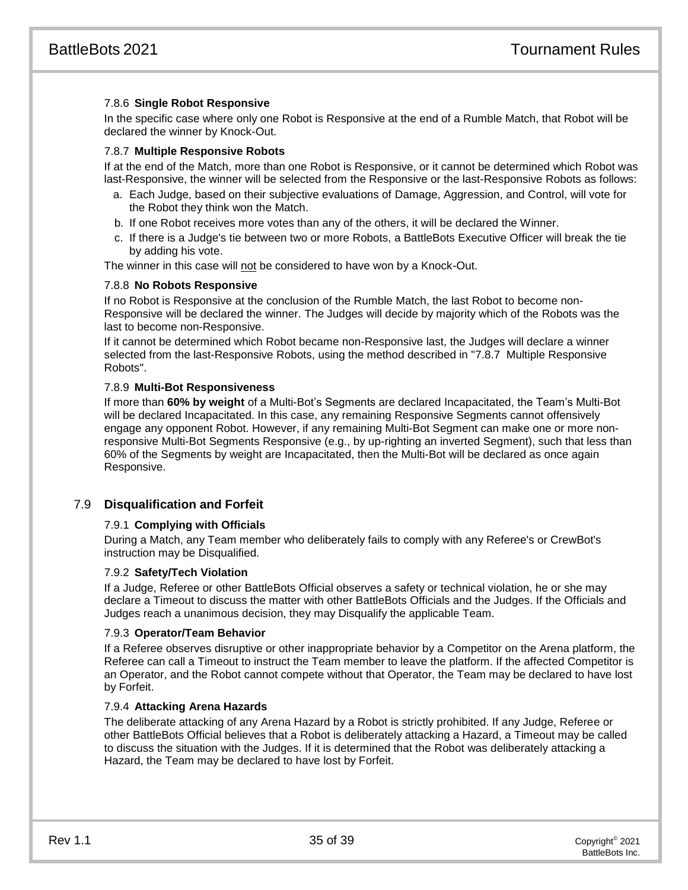#### 7.8.6 **Single Robot Responsive**

In the specific case where only one Robot is Responsive at the end of a Rumble Match, that Robot will be declared the winner by Knock-Out.

#### 7.8.7 **Multiple Responsive Robots**

If at the end of the Match, more than one Robot is Responsive, or it cannot be determined which Robot was last-Responsive, the winner will be selected from the Responsive or the last-Responsive Robots as follows:

a. Each Judge, based on their subjective evaluations of Damage, Aggression, and Control, will vote for the Robot they think won the Match.
b. If one Robot receives more votes than any of the others, it will be declared the Winner.
c. If there is a Judge's tie between two or more Robots, a BattleBots Executive Officer will break the tie by adding his vote.

The winner in this case will not be considered to have won by a Knock-Out.

#### 7.8.8 **No Robots Responsive**

If no Robot is Responsive at the conclusion of the Rumble Match, the last Robot to become non-Responsive will be declared the winner. The Judges will decide by majority which of the Robots was the last to become non-Responsive.

If it cannot be determined which Robot became non-Responsive last, the Judges will declare a winner selected from the last-Responsive Robots, using the method described in "7.8.7 Multiple Responsive Robots".

#### 7.8.9 **Multi-Bot Responsiveness**

If more than **60% by weight** of a Multi-Bot's Segments are declared Incapacitated, the Team's Multi-Bot will be declared Incapacitated. In this case, any remaining Responsive Segments cannot offensively engage any opponent Robot. However, if any remaining Multi-Bot Segment can make one or more non-responsive Multi-Bot Segments Responsive (e.g., by up-righting an inverted Segment), such that less than 60% of the Segments by weight are Incapacitated, then the Multi-Bot will be declared as once again Responsive.

### 7.9 **Disqualification and Forfeit**

#### 7.9.1 **Complying with Officials**

During a Match, any Team member who deliberately fails to comply with any Referee's or CrewBot's instruction may be Disqualified.

#### 7.9.2 **Safety/Tech Violation**

If a Judge, Referee or other BattleBots Official observes a safety or technical violation, he or she may declare a Timeout to discuss the matter with other BattleBots Officials and the Judges. If the Officials and Judges reach a unanimous decision, they may Disqualify the applicable Team.

#### 7.9.3 **Operator/Team Behavior**

If a Referee observes disruptive or other inappropriate behavior by a Competitor on the Arena platform, the Referee can call a Timeout to instruct the Team member to leave the platform. If the affected Competitor is an Operator, and the Robot cannot compete without that Operator, the Team may be declared to have lost by Forfeit.

#### 7.9.4 **Attacking Arena Hazards**

The deliberate attacking of any Arena Hazard by a Robot is strictly prohibited. If any Judge, Referee or other BattleBots Official believes that a Robot is deliberately attacking a Hazard, a Timeout may be called to discuss the situation with the Judges. If it is determined that the Robot was deliberately attacking a Hazard, the Team may be declared to have lost by Forfeit.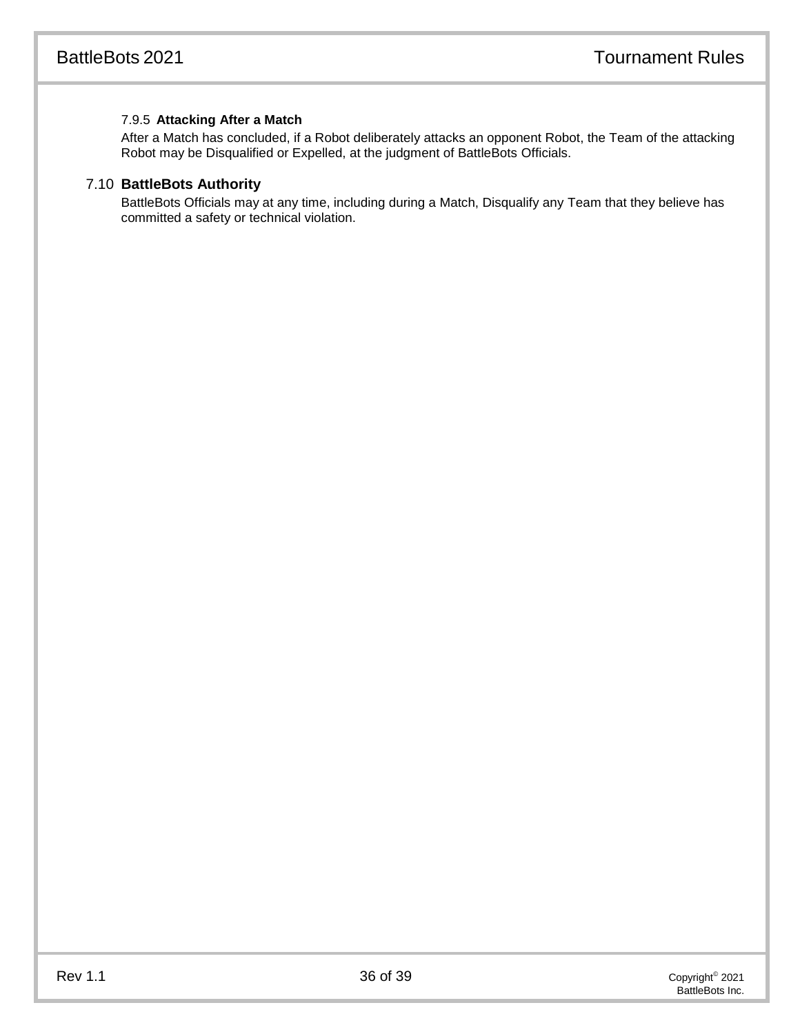#### 7.9.5 Attacking After a Match

After a Match has concluded, if a Robot deliberately attacks an opponent Robot, the Team of the attacking Robot may be Disqualified or Expelled, at the judgment of BattleBots Officials.

### 7.10 BattleBots Authority

BattleBots Officials may at any time, including during a Match, Disqualify any Team that they believe has committed a safety or technical violation.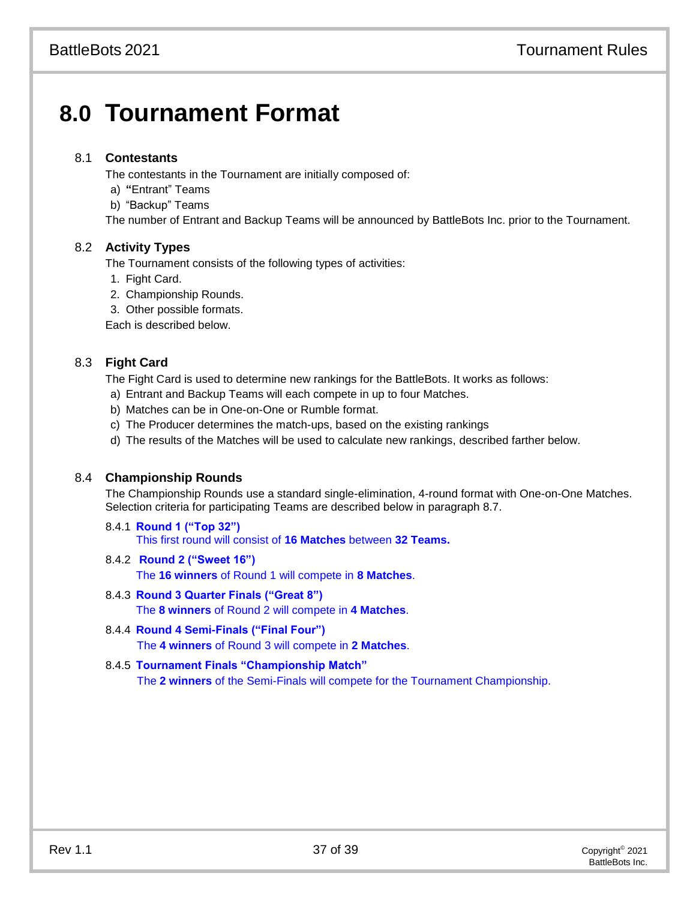# 8.0 Tournament Format

## 8.1 Contestants

The contestants in the Tournament are initially composed of:

a) **"**Entrant" Teams
b) "Backup" Teams

The number of Entrant and Backup Teams will be announced by BattleBots Inc. prior to the Tournament.

## 8.2 Activity Types

The Tournament consists of the following types of activities:

1. Fight Card.
2. Championship Rounds.
3. Other possible formats.

Each is described below.

## 8.3 Fight Card

The Fight Card is used to determine new rankings for the BattleBots. It works as follows:

a) Entrant and Backup Teams will each compete in up to four Matches.
b) Matches can be in One-on-One or Rumble format.
c) The Producer determines the match-ups, based on the existing rankings
d) The results of the Matches will be used to calculate new rankings, described farther below.

## 8.4 Championship Rounds

The Championship Rounds use a standard single-elimination, 4-round format with One-on-One Matches. Selection criteria for participating Teams are described below in paragraph 8.7.

### 8.4.1 Round 1 ("Top 32")

This first round will consist of **16 Matches** between **32 Teams.**

### 8.4.2 Round 2 ("Sweet 16")

The **16 winners** of Round 1 will compete in **8 Matches**.

### 8.4.3 Round 3 Quarter Finals ("Great 8")

The **8 winners** of Round 2 will compete in **4 Matches**.

### 8.4.4 Round 4 Semi-Finals ("Final Four")

The **4 winners** of Round 3 will compete in **2 Matches**.

### 8.4.5 Tournament Finals "Championship Match"

The **2 winners** of the Semi-Finals will compete for the Tournament Championship.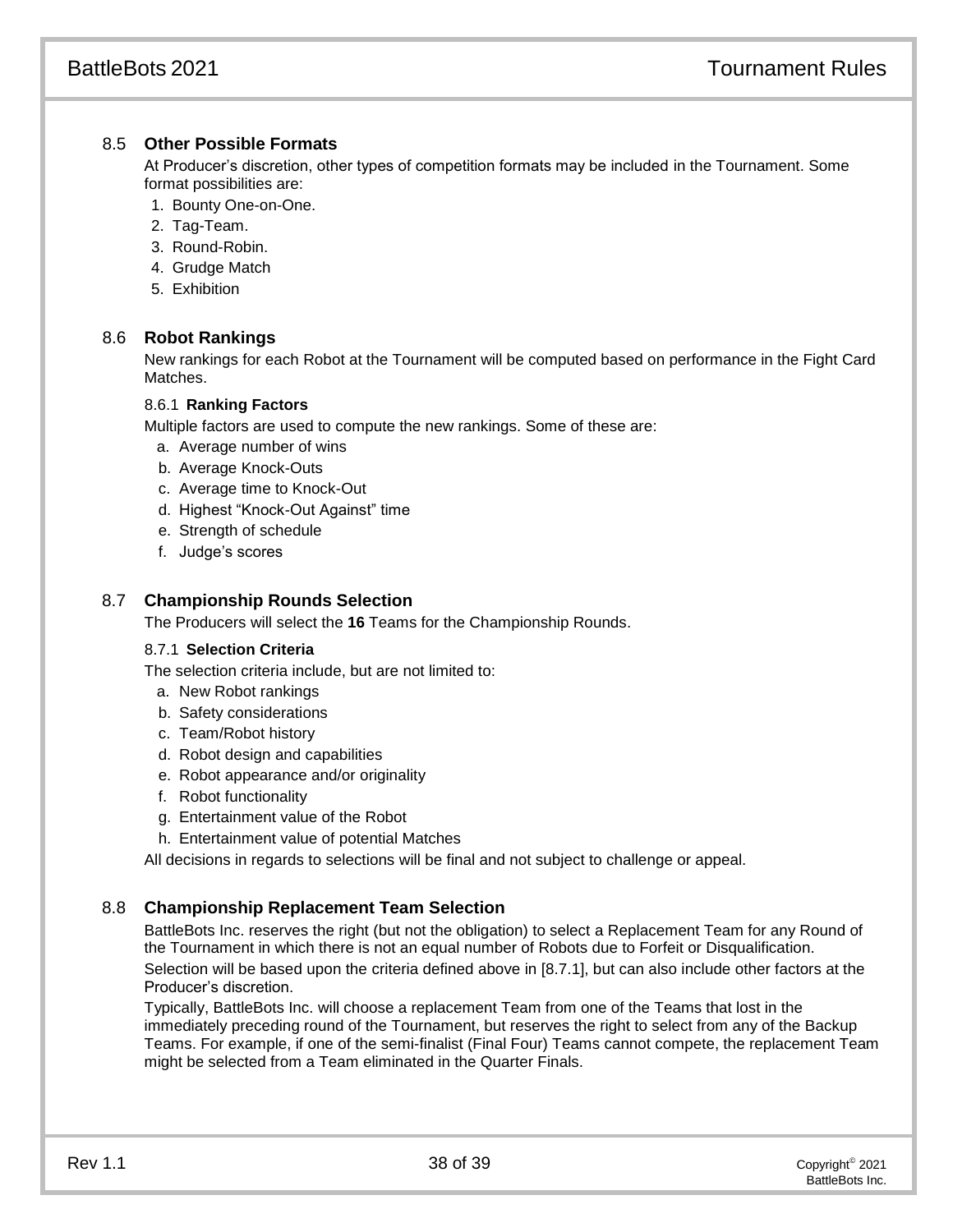## 8.5 Other Possible Formats

At Producer's discretion, other types of competition formats may be included in the Tournament. Some format possibilities are:

1. Bounty One-on-One.
2. Tag-Team.
3. Round-Robin.
4. Grudge Match
5. Exhibition

## 8.6 Robot Rankings

New rankings for each Robot at the Tournament will be computed based on performance in the Fight Card Matches.

### 8.6.1 Ranking Factors

Multiple factors are used to compute the new rankings. Some of these are:

a. Average number of wins
b. Average Knock-Outs
c. Average time to Knock-Out
d. Highest "Knock-Out Against" time
e. Strength of schedule
f. Judge's scores

## 8.7 Championship Rounds Selection

The Producers will select the **16** Teams for the Championship Rounds.

### 8.7.1 Selection Criteria

The selection criteria include, but are not limited to:

a. New Robot rankings
b. Safety considerations
c. Team/Robot history
d. Robot design and capabilities
e. Robot appearance and/or originality
f. Robot functionality
g. Entertainment value of the Robot
h. Entertainment value of potential Matches

All decisions in regards to selections will be final and not subject to challenge or appeal.

## 8.8 Championship Replacement Team Selection

BattleBots Inc. reserves the right (but not the obligation) to select a Replacement Team for any Round of the Tournament in which there is not an equal number of Robots due to Forfeit or Disqualification.

Selection will be based upon the criteria defined above in [8.7.1], but can also include other factors at the Producer's discretion.

Typically, BattleBots Inc. will choose a replacement Team from one of the Teams that lost in the immediately preceding round of the Tournament, but reserves the right to select from any of the Backup Teams. For example, if one of the semi-finalist (Final Four) Teams cannot compete, the replacement Team might be selected from a Team eliminated in the Quarter Finals.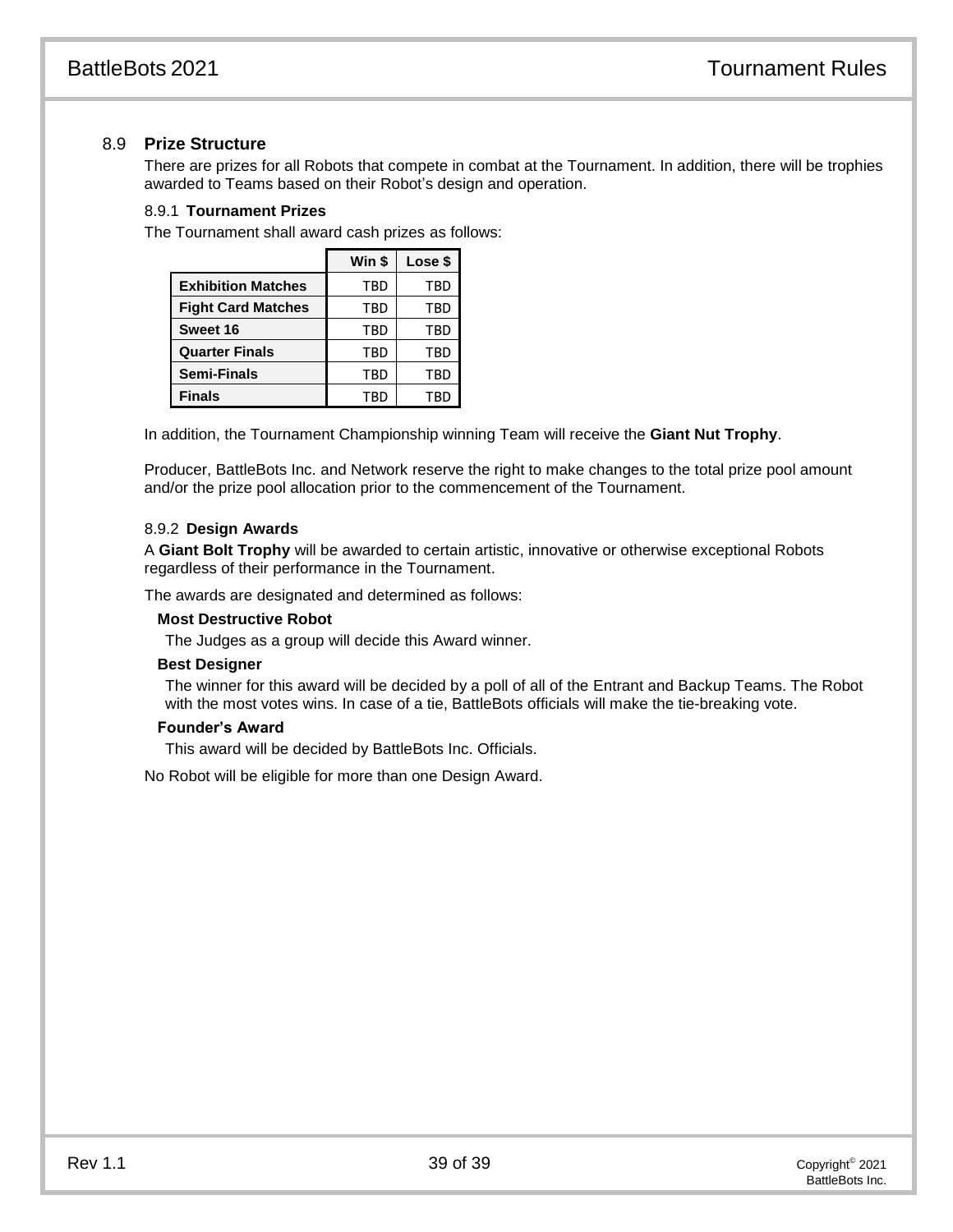## 8.9 Prize Structure

There are prizes for all Robots that compete in combat at the Tournament. In addition, there will be trophies awarded to Teams based on their Robot's design and operation.

### 8.9.1 Tournament Prizes

The Tournament shall award cash prizes as follows:

| | Win $ | Lose $ |
|---|---|---|
| **Exhibition Matches** | TBD | TBD |
| **Fight Card Matches** | TBD | TBD |
| **Sweet 16** | TBD | TBD |
| **Quarter Finals** | TBD | TBD |
| **Semi-Finals** | TBD | TBD |
| **Finals** | TBD | TBD |

In addition, the Tournament Championship winning Team will receive the **Giant Nut Trophy**.

Producer, BattleBots Inc. and Network reserve the right to make changes to the total prize pool amount and/or the prize pool allocation prior to the commencement of the Tournament.

### 8.9.2 Design Awards

A **Giant Bolt Trophy** will be awarded to certain artistic, innovative or otherwise exceptional Robots regardless of their performance in the Tournament.

The awards are designated and determined as follows:

**Most Destructive Robot**

The Judges as a group will decide this Award winner.

**Best Designer**

The winner for this award will be decided by a poll of all of the Entrant and Backup Teams. The Robot with the most votes wins. In case of a tie, BattleBots officials will make the tie-breaking vote.

**Founder's Award**

This award will be decided by BattleBots Inc. Officials.

No Robot will be eligible for more than one Design Award.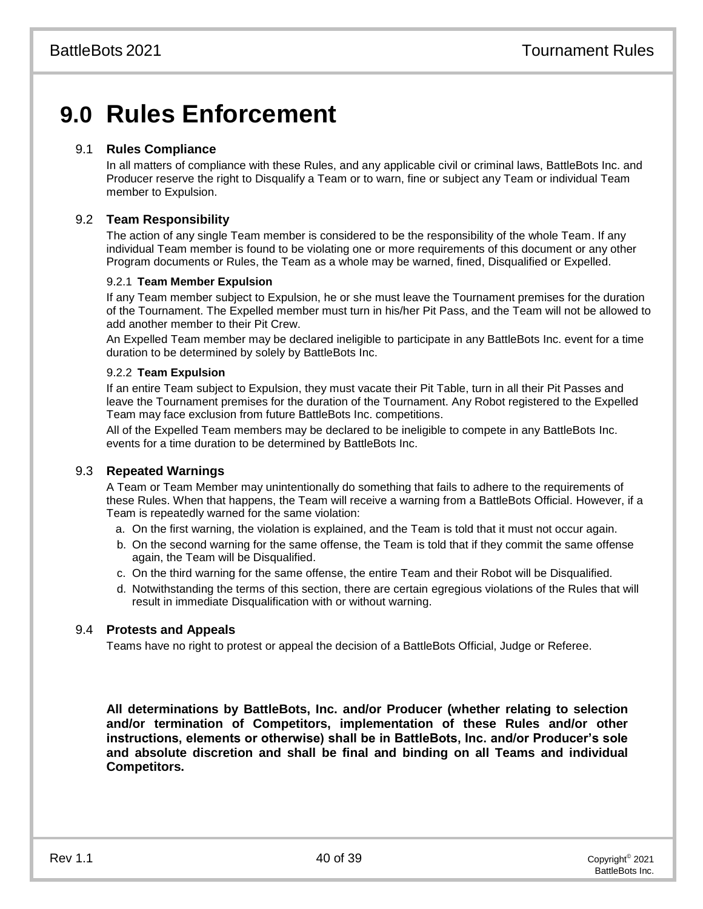# 9.0 Rules Enforcement

## 9.1 Rules Compliance

In all matters of compliance with these Rules, and any applicable civil or criminal laws, BattleBots Inc. and Producer reserve the right to Disqualify a Team or to warn, fine or subject any Team or individual Team member to Expulsion.

## 9.2 Team Responsibility

The action of any single Team member is considered to be the responsibility of the whole Team. If any individual Team member is found to be violating one or more requirements of this document or any other Program documents or Rules, the Team as a whole may be warned, fined, Disqualified or Expelled.

### 9.2.1 Team Member Expulsion

If any Team member subject to Expulsion, he or she must leave the Tournament premises for the duration of the Tournament. The Expelled member must turn in his/her Pit Pass, and the Team will not be allowed to add another member to their Pit Crew.

An Expelled Team member may be declared ineligible to participate in any BattleBots Inc. event for a time duration to be determined by solely by BattleBots Inc.

### 9.2.2 Team Expulsion

If an entire Team subject to Expulsion, they must vacate their Pit Table, turn in all their Pit Passes and leave the Tournament premises for the duration of the Tournament. Any Robot registered to the Expelled Team may face exclusion from future BattleBots Inc. competitions.

All of the Expelled Team members may be declared to be ineligible to compete in any BattleBots Inc. events for a time duration to be determined by BattleBots Inc.

## 9.3 Repeated Warnings

A Team or Team Member may unintentionally do something that fails to adhere to the requirements of these Rules. When that happens, the Team will receive a warning from a BattleBots Official. However, if a Team is repeatedly warned for the same violation:

a. On the first warning, the violation is explained, and the Team is told that it must not occur again.
b. On the second warning for the same offense, the Team is told that if they commit the same offense again, the Team will be Disqualified.
c. On the third warning for the same offense, the entire Team and their Robot will be Disqualified.
d. Notwithstanding the terms of this section, there are certain egregious violations of the Rules that will result in immediate Disqualification with or without warning.

## 9.4 Protests and Appeals

Teams have no right to protest or appeal the decision of a BattleBots Official, Judge or Referee.

**All determinations by BattleBots, Inc. and/or Producer (whether relating to selection and/or termination of Competitors, implementation of these Rules and/or other instructions, elements or otherwise) shall be in BattleBots, Inc. and/or Producer's sole and absolute discretion and shall be final and binding on all Teams and individual Competitors.**